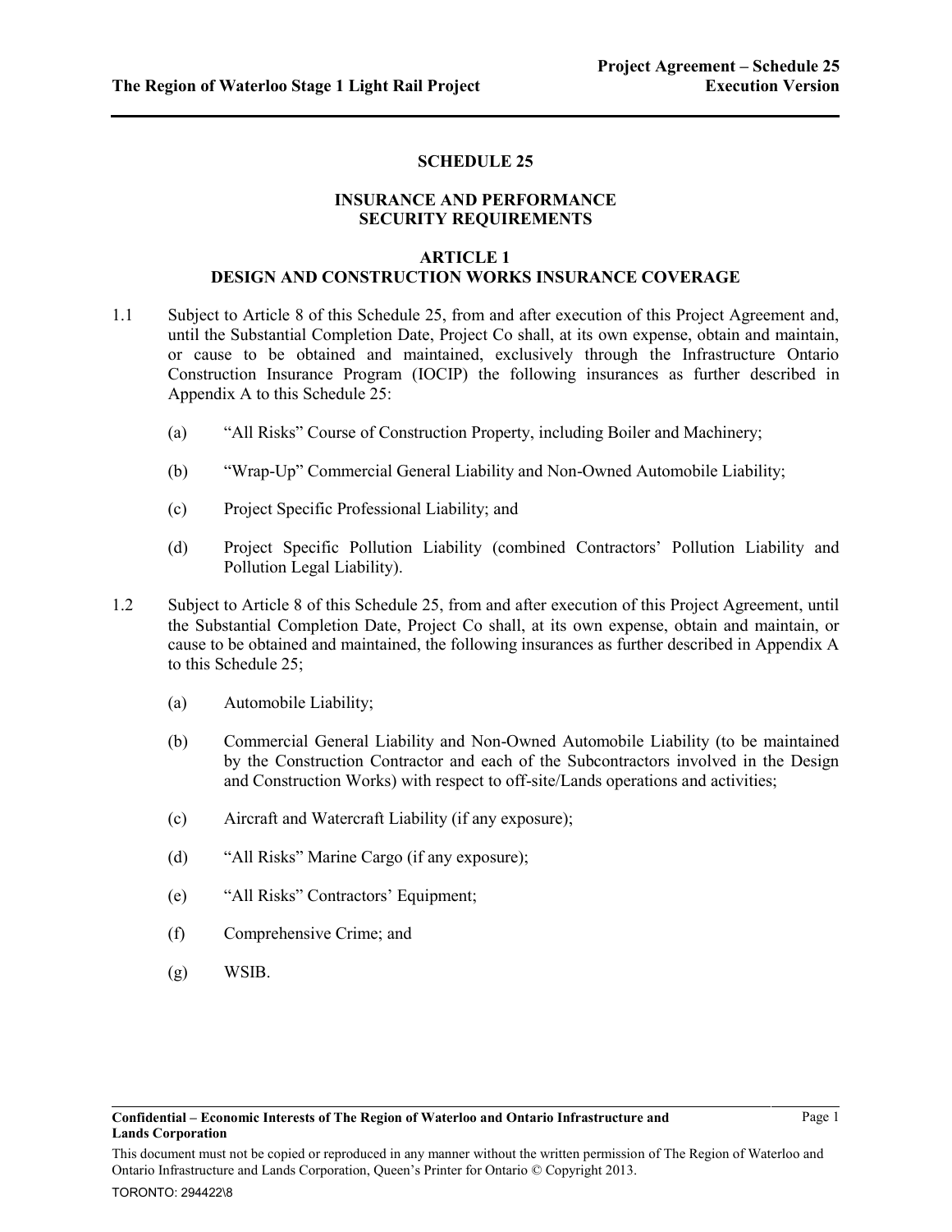# SCHEDULE 25

## INSURANCE AND PERFORMANCE SECURITY REQUIREMENTS

### ARTICLE 1
### DESIGN AND CONSTRUCTION WORKS INSURANCE COVERAGE

1.1 Subject to Article 8 of this Schedule 25, from and after execution of this Project Agreement and, until the Substantial Completion Date, Project Co shall, at its own expense, obtain and maintain, or cause to be obtained and maintained, exclusively through the Infrastructure Ontario Construction Insurance Program (IOCIP) the following insurances as further described in Appendix A to this Schedule 25:

(a) "All Risks" Course of Construction Property, including Boiler and Machinery;

(b) "Wrap-Up" Commercial General Liability and Non-Owned Automobile Liability;

(c) Project Specific Professional Liability; and

(d) Project Specific Pollution Liability (combined Contractors' Pollution Liability and Pollution Legal Liability).

1.2 Subject to Article 8 of this Schedule 25, from and after execution of this Project Agreement, until the Substantial Completion Date, Project Co shall, at its own expense, obtain and maintain, or cause to be obtained and maintained, the following insurances as further described in Appendix A to this Schedule 25;

(a) Automobile Liability;

(b) Commercial General Liability and Non-Owned Automobile Liability (to be maintained by the Construction Contractor and each of the Subcontractors involved in the Design and Construction Works) with respect to off-site/Lands operations and activities;

(c) Aircraft and Watercraft Liability (if any exposure);

(d) "All Risks" Marine Cargo (if any exposure);

(e) "All Risks" Contractors' Equipment;

(f) Comprehensive Crime; and

(g) WSIB.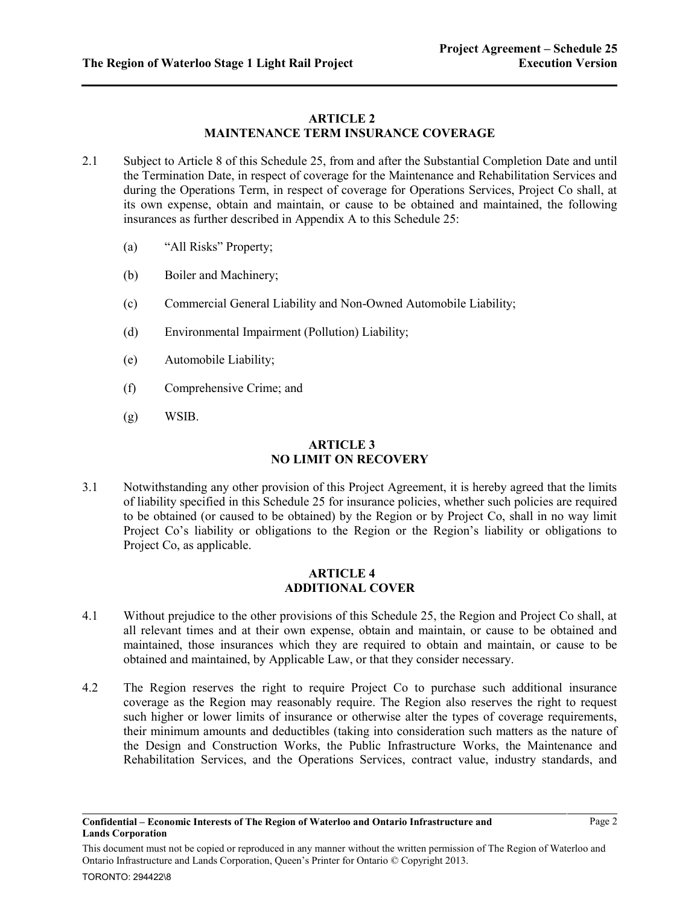## ARTICLE 2
## MAINTENANCE TERM INSURANCE COVERAGE

2.1 Subject to Article 8 of this Schedule 25, from and after the Substantial Completion Date and until the Termination Date, in respect of coverage for the Maintenance and Rehabilitation Services and during the Operations Term, in respect of coverage for Operations Services, Project Co shall, at its own expense, obtain and maintain, or cause to be obtained and maintained, the following insurances as further described in Appendix A to this Schedule 25:

(a) "All Risks" Property;

(b) Boiler and Machinery;

(c) Commercial General Liability and Non-Owned Automobile Liability;

(d) Environmental Impairment (Pollution) Liability;

(e) Automobile Liability;

(f) Comprehensive Crime; and

(g) WSIB.

## ARTICLE 3
## NO LIMIT ON RECOVERY

3.1 Notwithstanding any other provision of this Project Agreement, it is hereby agreed that the limits of liability specified in this Schedule 25 for insurance policies, whether such policies are required to be obtained (or caused to be obtained) by the Region or by Project Co, shall in no way limit Project Co's liability or obligations to the Region or the Region's liability or obligations to Project Co, as applicable.

## ARTICLE 4
## ADDITIONAL COVER

4.1 Without prejudice to the other provisions of this Schedule 25, the Region and Project Co shall, at all relevant times and at their own expense, obtain and maintain, or cause to be obtained and maintained, those insurances which they are required to obtain and maintain, or cause to be obtained and maintained, by Applicable Law, or that they consider necessary.

4.2 The Region reserves the right to require Project Co to purchase such additional insurance coverage as the Region may reasonably require. The Region also reserves the right to request such higher or lower limits of insurance or otherwise alter the types of coverage requirements, their minimum amounts and deductibles (taking into consideration such matters as the nature of the Design and Construction Works, the Public Infrastructure Works, the Maintenance and Rehabilitation Services, and the Operations Services, contract value, industry standards, and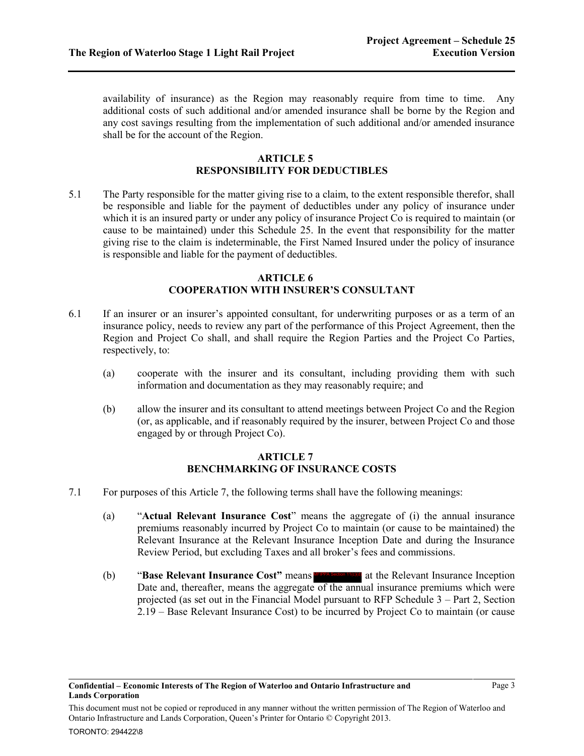availability of insurance) as the Region may reasonably require from time to time. Any additional costs of such additional and/or amended insurance shall be borne by the Region and any cost savings resulting from the implementation of such additional and/or amended insurance shall be for the account of the Region.

## ARTICLE 5
## RESPONSIBILITY FOR DEDUCTIBLES

5.1 The Party responsible for the matter giving rise to a claim, to the extent responsible therefor, shall be responsible and liable for the payment of deductibles under any policy of insurance under which it is an insured party or under any policy of insurance Project Co is required to maintain (or cause to be maintained) under this Schedule 25. In the event that responsibility for the matter giving rise to the claim is indeterminable, the First Named Insured under the policy of insurance is responsible and liable for the payment of deductibles.

## ARTICLE 6
## COOPERATION WITH INSURER'S CONSULTANT

6.1 If an insurer or an insurer's appointed consultant, for underwriting purposes or as a term of an insurance policy, needs to review any part of the performance of this Project Agreement, then the Region and Project Co shall, and shall require the Region Parties and the Project Co Parties, respectively, to:

(a) cooperate with the insurer and its consultant, including providing them with such information and documentation as they may reasonably require; and

(b) allow the insurer and its consultant to attend meetings between Project Co and the Region (or, as applicable, and if reasonably required by the insurer, between Project Co and those engaged by or through Project Co).

## ARTICLE 7
## BENCHMARKING OF INSURANCE COSTS

7.1 For purposes of this Article 7, the following terms shall have the following meanings:

(a) "**Actual Relevant Insurance Cost**" means the aggregate of (i) the annual insurance premiums reasonably incurred by Project Co to maintain (or cause to be maintained) the Relevant Insurance at the Relevant Insurance Inception Date and during the Insurance Review Period, but excluding Taxes and all broker's fees and commissions.

(b) "**Base Relevant Insurance Cost"** means MFIPPA Section 11(c)(d) at the Relevant Insurance Inception Date and, thereafter, means the aggregate of the annual insurance premiums which were projected (as set out in the Financial Model pursuant to RFP Schedule 3 – Part 2, Section 2.19 – Base Relevant Insurance Cost) to be incurred by Project Co to maintain (or cause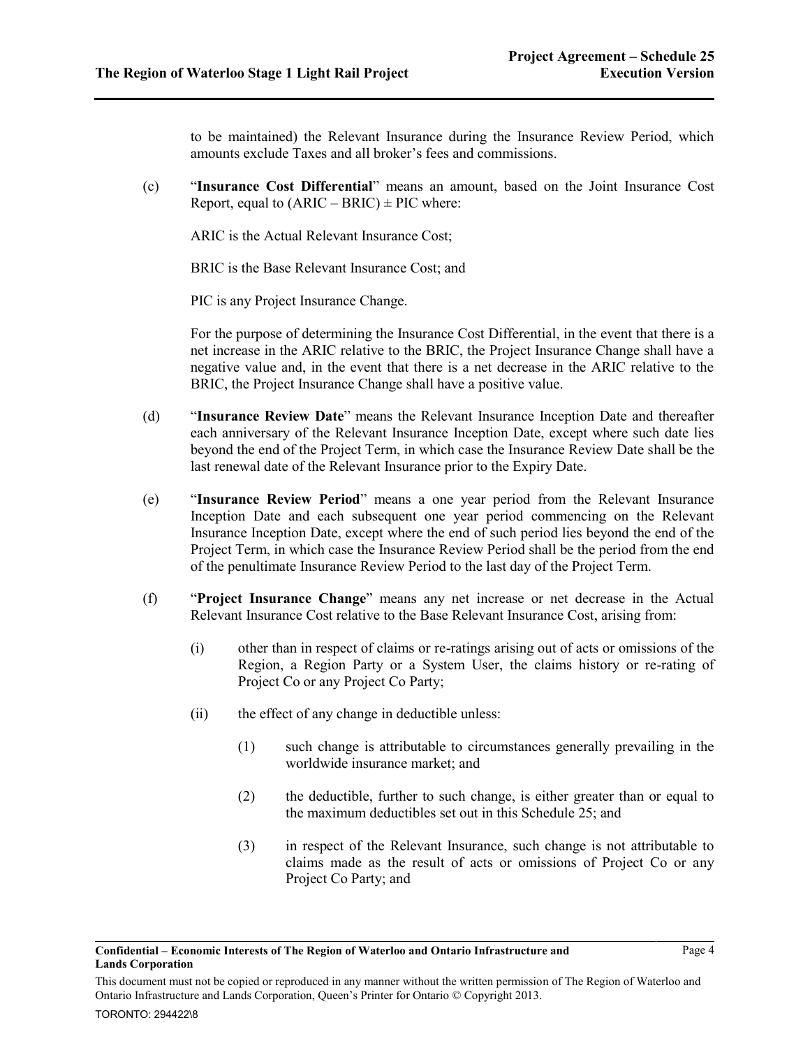to be maintained) the Relevant Insurance during the Insurance Review Period, which amounts exclude Taxes and all broker's fees and commissions.

(c) "**Insurance Cost Differential**" means an amount, based on the Joint Insurance Cost Report, equal to (ARIC – BRIC) ± PIC where:

ARIC is the Actual Relevant Insurance Cost;

BRIC is the Base Relevant Insurance Cost; and

PIC is any Project Insurance Change.

For the purpose of determining the Insurance Cost Differential, in the event that there is a net increase in the ARIC relative to the BRIC, the Project Insurance Change shall have a negative value and, in the event that there is a net decrease in the ARIC relative to the BRIC, the Project Insurance Change shall have a positive value.

(d) "**Insurance Review Date**" means the Relevant Insurance Inception Date and thereafter each anniversary of the Relevant Insurance Inception Date, except where such date lies beyond the end of the Project Term, in which case the Insurance Review Date shall be the last renewal date of the Relevant Insurance prior to the Expiry Date.

(e) "**Insurance Review Period**" means a one year period from the Relevant Insurance Inception Date and each subsequent one year period commencing on the Relevant Insurance Inception Date, except where the end of such period lies beyond the end of the Project Term, in which case the Insurance Review Period shall be the period from the end of the penultimate Insurance Review Period to the last day of the Project Term.

(f) "**Project Insurance Change**" means any net increase or net decrease in the Actual Relevant Insurance Cost relative to the Base Relevant Insurance Cost, arising from:

(i) other than in respect of claims or re-ratings arising out of acts or omissions of the Region, a Region Party or a System User, the claims history or re-rating of Project Co or any Project Co Party;

(ii) the effect of any change in deductible unless:

(1) such change is attributable to circumstances generally prevailing in the worldwide insurance market; and

(2) the deductible, further to such change, is either greater than or equal to the maximum deductibles set out in this Schedule 25; and

(3) in respect of the Relevant Insurance, such change is not attributable to claims made as the result of acts or omissions of Project Co or any Project Co Party; and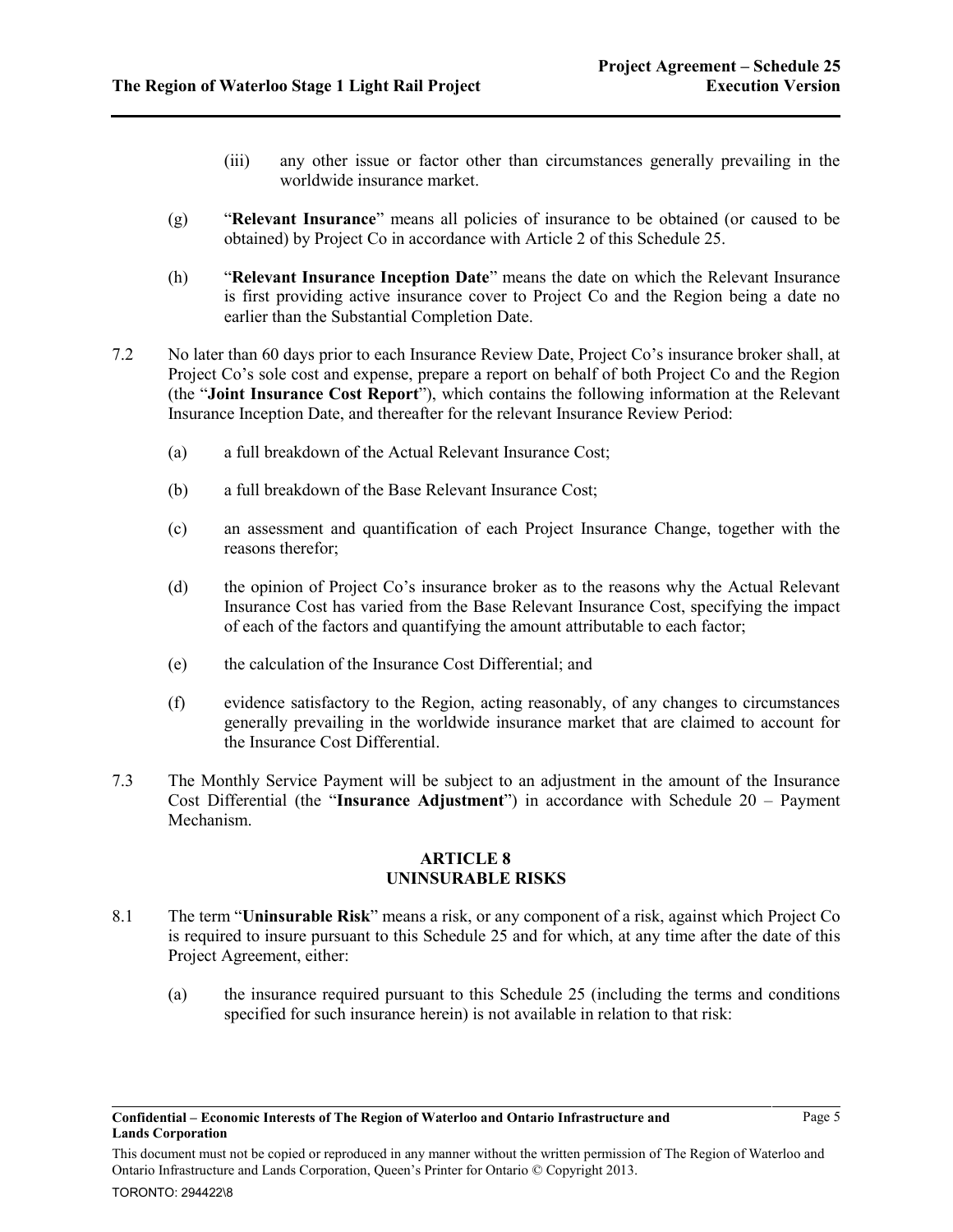(iii) any other issue or factor other than circumstances generally prevailing in the worldwide insurance market.

(g) "**Relevant Insurance**" means all policies of insurance to be obtained (or caused to be obtained) by Project Co in accordance with Article 2 of this Schedule 25.

(h) "**Relevant Insurance Inception Date**" means the date on which the Relevant Insurance is first providing active insurance cover to Project Co and the Region being a date no earlier than the Substantial Completion Date.

7.2 No later than 60 days prior to each Insurance Review Date, Project Co's insurance broker shall, at Project Co's sole cost and expense, prepare a report on behalf of both Project Co and the Region (the "**Joint Insurance Cost Report**"), which contains the following information at the Relevant Insurance Inception Date, and thereafter for the relevant Insurance Review Period:

(a) a full breakdown of the Actual Relevant Insurance Cost;

(b) a full breakdown of the Base Relevant Insurance Cost;

(c) an assessment and quantification of each Project Insurance Change, together with the reasons therefor;

(d) the opinion of Project Co's insurance broker as to the reasons why the Actual Relevant Insurance Cost has varied from the Base Relevant Insurance Cost, specifying the impact of each of the factors and quantifying the amount attributable to each factor;

(e) the calculation of the Insurance Cost Differential; and

(f) evidence satisfactory to the Region, acting reasonably, of any changes to circumstances generally prevailing in the worldwide insurance market that are claimed to account for the Insurance Cost Differential.

7.3 The Monthly Service Payment will be subject to an adjustment in the amount of the Insurance Cost Differential (the "**Insurance Adjustment**") in accordance with Schedule 20 – Payment Mechanism.

## ARTICLE 8
## UNINSURABLE RISKS

8.1 The term "**Uninsurable Risk**" means a risk, or any component of a risk, against which Project Co is required to insure pursuant to this Schedule 25 and for which, at any time after the date of this Project Agreement, either:

(a) the insurance required pursuant to this Schedule 25 (including the terms and conditions specified for such insurance herein) is not available in relation to that risk: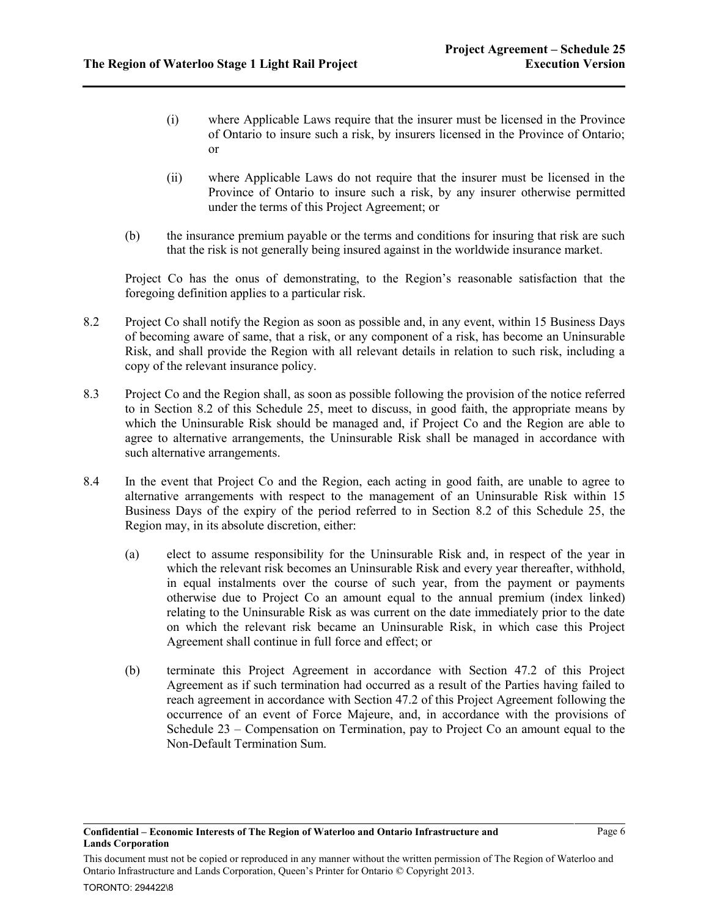(i) where Applicable Laws require that the insurer must be licensed in the Province of Ontario to insure such a risk, by insurers licensed in the Province of Ontario; or

(ii) where Applicable Laws do not require that the insurer must be licensed in the Province of Ontario to insure such a risk, by any insurer otherwise permitted under the terms of this Project Agreement; or

(b) the insurance premium payable or the terms and conditions for insuring that risk are such that the risk is not generally being insured against in the worldwide insurance market.

Project Co has the onus of demonstrating, to the Region's reasonable satisfaction that the foregoing definition applies to a particular risk.

8.2 Project Co shall notify the Region as soon as possible and, in any event, within 15 Business Days of becoming aware of same, that a risk, or any component of a risk, has become an Uninsurable Risk, and shall provide the Region with all relevant details in relation to such risk, including a copy of the relevant insurance policy.

8.3 Project Co and the Region shall, as soon as possible following the provision of the notice referred to in Section 8.2 of this Schedule 25, meet to discuss, in good faith, the appropriate means by which the Uninsurable Risk should be managed and, if Project Co and the Region are able to agree to alternative arrangements, the Uninsurable Risk shall be managed in accordance with such alternative arrangements.

8.4 In the event that Project Co and the Region, each acting in good faith, are unable to agree to alternative arrangements with respect to the management of an Uninsurable Risk within 15 Business Days of the expiry of the period referred to in Section 8.2 of this Schedule 25, the Region may, in its absolute discretion, either:

(a) elect to assume responsibility for the Uninsurable Risk and, in respect of the year in which the relevant risk becomes an Uninsurable Risk and every year thereafter, withhold, in equal instalments over the course of such year, from the payment or payments otherwise due to Project Co an amount equal to the annual premium (index linked) relating to the Uninsurable Risk as was current on the date immediately prior to the date on which the relevant risk became an Uninsurable Risk, in which case this Project Agreement shall continue in full force and effect; or

(b) terminate this Project Agreement in accordance with Section 47.2 of this Project Agreement as if such termination had occurred as a result of the Parties having failed to reach agreement in accordance with Section 47.2 of this Project Agreement following the occurrence of an event of Force Majeure, and, in accordance with the provisions of Schedule 23 – Compensation on Termination, pay to Project Co an amount equal to the Non-Default Termination Sum.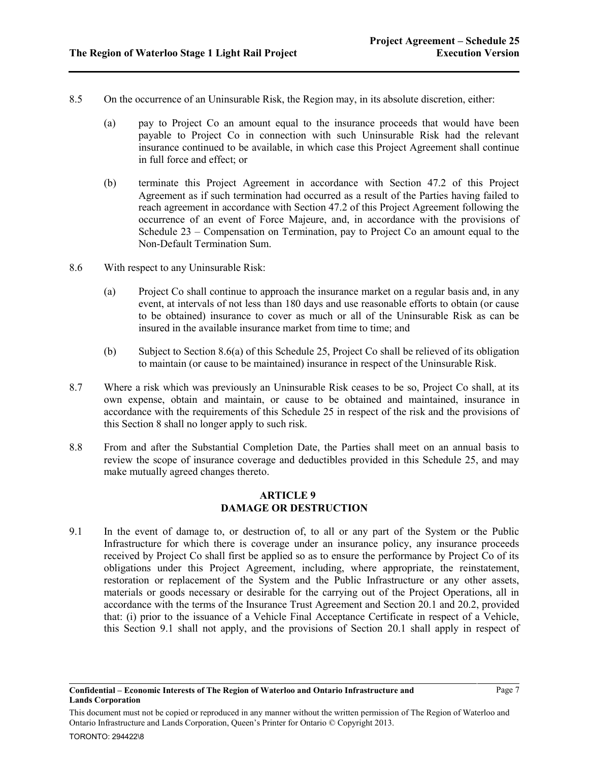8.5 On the occurrence of an Uninsurable Risk, the Region may, in its absolute discretion, either:

(a) pay to Project Co an amount equal to the insurance proceeds that would have been payable to Project Co in connection with such Uninsurable Risk had the relevant insurance continued to be available, in which case this Project Agreement shall continue in full force and effect; or

(b) terminate this Project Agreement in accordance with Section 47.2 of this Project Agreement as if such termination had occurred as a result of the Parties having failed to reach agreement in accordance with Section 47.2 of this Project Agreement following the occurrence of an event of Force Majeure, and, in accordance with the provisions of Schedule 23 – Compensation on Termination, pay to Project Co an amount equal to the Non-Default Termination Sum.

8.6 With respect to any Uninsurable Risk:

(a) Project Co shall continue to approach the insurance market on a regular basis and, in any event, at intervals of not less than 180 days and use reasonable efforts to obtain (or cause to be obtained) insurance to cover as much or all of the Uninsurable Risk as can be insured in the available insurance market from time to time; and

(b) Subject to Section 8.6(a) of this Schedule 25, Project Co shall be relieved of its obligation to maintain (or cause to be maintained) insurance in respect of the Uninsurable Risk.

8.7 Where a risk which was previously an Uninsurable Risk ceases to be so, Project Co shall, at its own expense, obtain and maintain, or cause to be obtained and maintained, insurance in accordance with the requirements of this Schedule 25 in respect of the risk and the provisions of this Section 8 shall no longer apply to such risk.

8.8 From and after the Substantial Completion Date, the Parties shall meet on an annual basis to review the scope of insurance coverage and deductibles provided in this Schedule 25, and may make mutually agreed changes thereto.

## ARTICLE 9
## DAMAGE OR DESTRUCTION

9.1 In the event of damage to, or destruction of, to all or any part of the System or the Public Infrastructure for which there is coverage under an insurance policy, any insurance proceeds received by Project Co shall first be applied so as to ensure the performance by Project Co of its obligations under this Project Agreement, including, where appropriate, the reinstatement, restoration or replacement of the System and the Public Infrastructure or any other assets, materials or goods necessary or desirable for the carrying out of the Project Operations, all in accordance with the terms of the Insurance Trust Agreement and Section 20.1 and 20.2, provided that: (i) prior to the issuance of a Vehicle Final Acceptance Certificate in respect of a Vehicle, this Section 9.1 shall not apply, and the provisions of Section 20.1 shall apply in respect of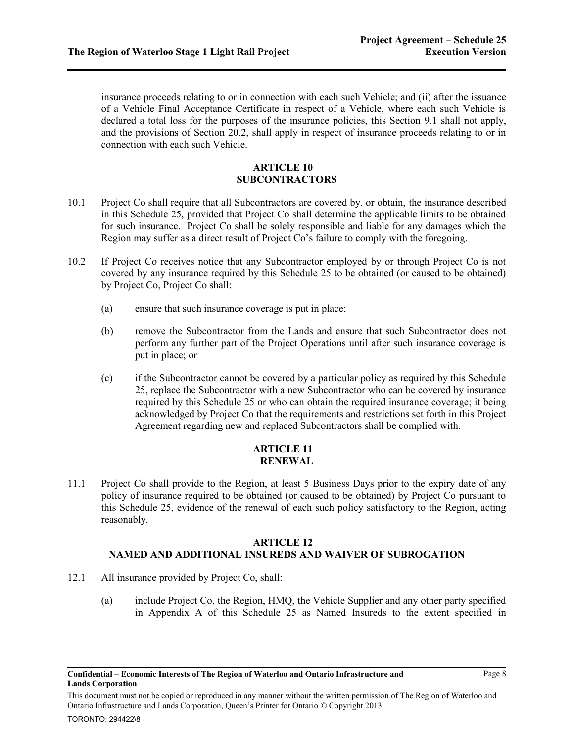insurance proceeds relating to or in connection with each such Vehicle; and (ii) after the issuance of a Vehicle Final Acceptance Certificate in respect of a Vehicle, where each such Vehicle is declared a total loss for the purposes of the insurance policies, this Section 9.1 shall not apply, and the provisions of Section 20.2, shall apply in respect of insurance proceeds relating to or in connection with each such Vehicle.

## ARTICLE 10
## SUBCONTRACTORS

10.1 Project Co shall require that all Subcontractors are covered by, or obtain, the insurance described in this Schedule 25, provided that Project Co shall determine the applicable limits to be obtained for such insurance. Project Co shall be solely responsible and liable for any damages which the Region may suffer as a direct result of Project Co's failure to comply with the foregoing.

10.2 If Project Co receives notice that any Subcontractor employed by or through Project Co is not covered by any insurance required by this Schedule 25 to be obtained (or caused to be obtained) by Project Co, Project Co shall:

(a) ensure that such insurance coverage is put in place;

(b) remove the Subcontractor from the Lands and ensure that such Subcontractor does not perform any further part of the Project Operations until after such insurance coverage is put in place; or

(c) if the Subcontractor cannot be covered by a particular policy as required by this Schedule 25, replace the Subcontractor with a new Subcontractor who can be covered by insurance required by this Schedule 25 or who can obtain the required insurance coverage; it being acknowledged by Project Co that the requirements and restrictions set forth in this Project Agreement regarding new and replaced Subcontractors shall be complied with.

## ARTICLE 11
## RENEWAL

11.1 Project Co shall provide to the Region, at least 5 Business Days prior to the expiry date of any policy of insurance required to be obtained (or caused to be obtained) by Project Co pursuant to this Schedule 25, evidence of the renewal of each such policy satisfactory to the Region, acting reasonably.

## ARTICLE 12
## NAMED AND ADDITIONAL INSUREDS AND WAIVER OF SUBROGATION

12.1 All insurance provided by Project Co, shall:

(a) include Project Co, the Region, HMQ, the Vehicle Supplier and any other party specified in Appendix A of this Schedule 25 as Named Insureds to the extent specified in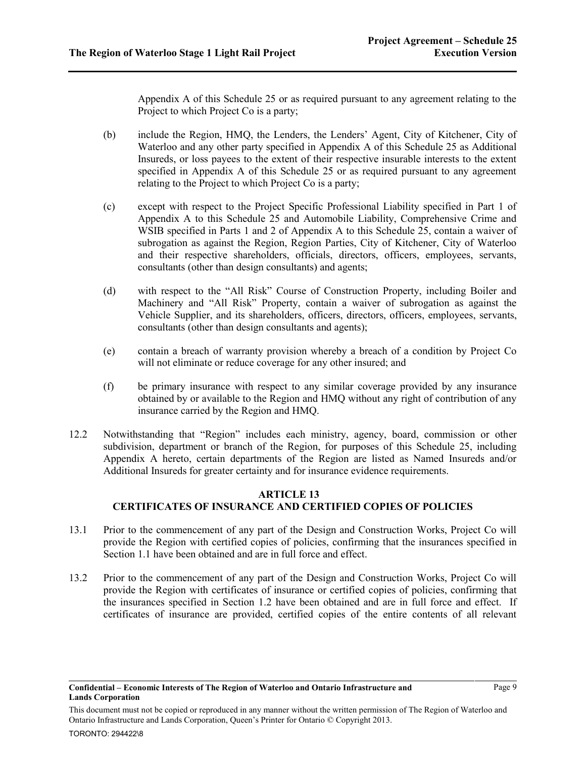Appendix A of this Schedule 25 or as required pursuant to any agreement relating to the Project to which Project Co is a party;

(b) include the Region, HMQ, the Lenders, the Lenders' Agent, City of Kitchener, City of Waterloo and any other party specified in Appendix A of this Schedule 25 as Additional Insureds, or loss payees to the extent of their respective insurable interests to the extent specified in Appendix A of this Schedule 25 or as required pursuant to any agreement relating to the Project to which Project Co is a party;

(c) except with respect to the Project Specific Professional Liability specified in Part 1 of Appendix A to this Schedule 25 and Automobile Liability, Comprehensive Crime and WSIB specified in Parts 1 and 2 of Appendix A to this Schedule 25, contain a waiver of subrogation as against the Region, Region Parties, City of Kitchener, City of Waterloo and their respective shareholders, officials, directors, officers, employees, servants, consultants (other than design consultants) and agents;

(d) with respect to the "All Risk" Course of Construction Property, including Boiler and Machinery and "All Risk" Property, contain a waiver of subrogation as against the Vehicle Supplier, and its shareholders, officers, directors, officers, employees, servants, consultants (other than design consultants and agents);

(e) contain a breach of warranty provision whereby a breach of a condition by Project Co will not eliminate or reduce coverage for any other insured; and

(f) be primary insurance with respect to any similar coverage provided by any insurance obtained by or available to the Region and HMQ without any right of contribution of any insurance carried by the Region and HMQ.

12.2 Notwithstanding that "Region" includes each ministry, agency, board, commission or other subdivision, department or branch of the Region, for purposes of this Schedule 25, including Appendix A hereto, certain departments of the Region are listed as Named Insureds and/or Additional Insureds for greater certainty and for insurance evidence requirements.

## ARTICLE 13
## CERTIFICATES OF INSURANCE AND CERTIFIED COPIES OF POLICIES

13.1 Prior to the commencement of any part of the Design and Construction Works, Project Co will provide the Region with certified copies of policies, confirming that the insurances specified in Section 1.1 have been obtained and are in full force and effect.

13.2 Prior to the commencement of any part of the Design and Construction Works, Project Co will provide the Region with certificates of insurance or certified copies of policies, confirming that the insurances specified in Section 1.2 have been obtained and are in full force and effect. If certificates of insurance are provided, certified copies of the entire contents of all relevant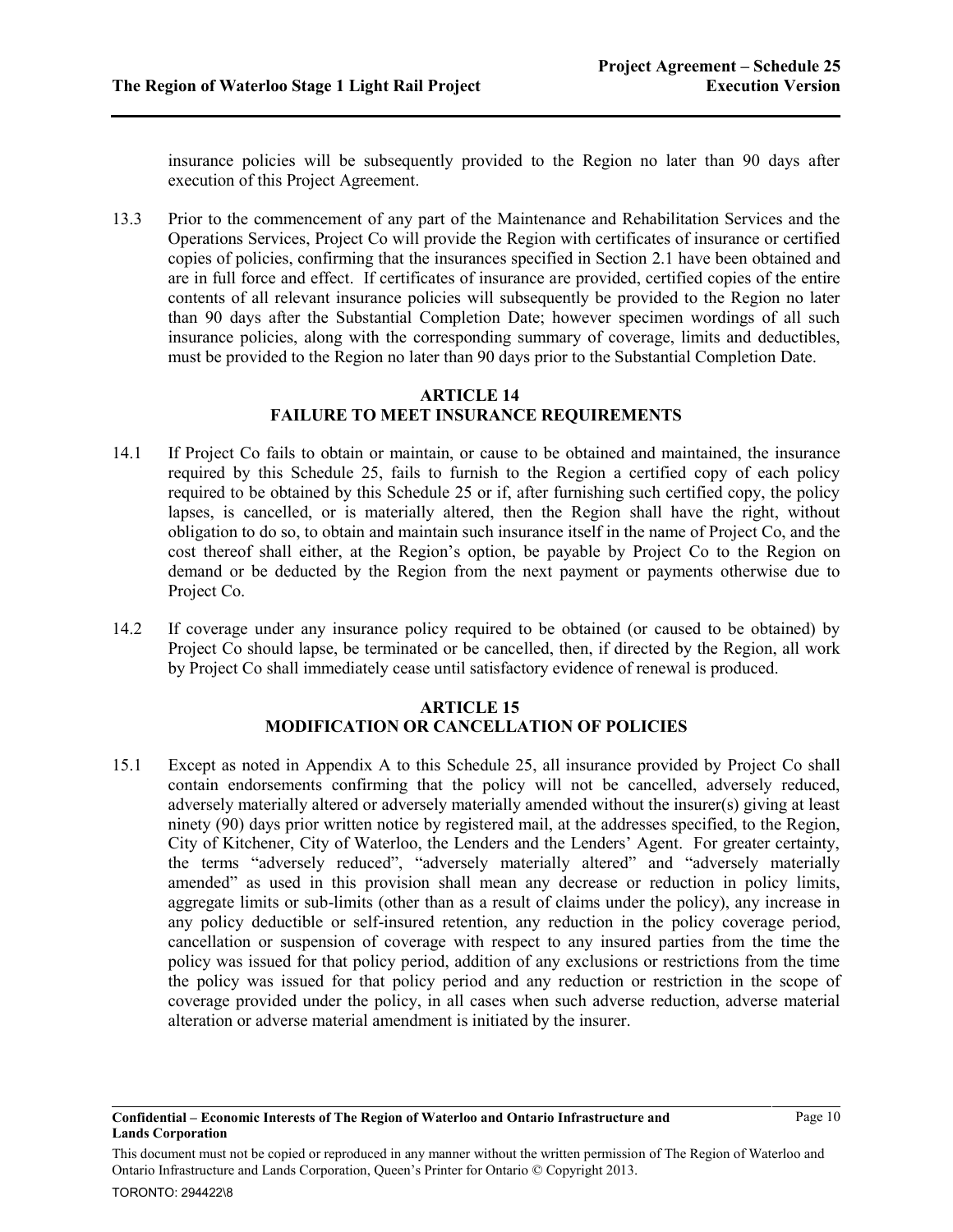insurance policies will be subsequently provided to the Region no later than 90 days after execution of this Project Agreement.

13.3 Prior to the commencement of any part of the Maintenance and Rehabilitation Services and the Operations Services, Project Co will provide the Region with certificates of insurance or certified copies of policies, confirming that the insurances specified in Section 2.1 have been obtained and are in full force and effect. If certificates of insurance are provided, certified copies of the entire contents of all relevant insurance policies will subsequently be provided to the Region no later than 90 days after the Substantial Completion Date; however specimen wordings of all such insurance policies, along with the corresponding summary of coverage, limits and deductibles, must be provided to the Region no later than 90 days prior to the Substantial Completion Date.

## ARTICLE 14
## FAILURE TO MEET INSURANCE REQUIREMENTS

14.1 If Project Co fails to obtain or maintain, or cause to be obtained and maintained, the insurance required by this Schedule 25, fails to furnish to the Region a certified copy of each policy required to be obtained by this Schedule 25 or if, after furnishing such certified copy, the policy lapses, is cancelled, or is materially altered, then the Region shall have the right, without obligation to do so, to obtain and maintain such insurance itself in the name of Project Co, and the cost thereof shall either, at the Region's option, be payable by Project Co to the Region on demand or be deducted by the Region from the next payment or payments otherwise due to Project Co.

14.2 If coverage under any insurance policy required to be obtained (or caused to be obtained) by Project Co should lapse, be terminated or be cancelled, then, if directed by the Region, all work by Project Co shall immediately cease until satisfactory evidence of renewal is produced.

## ARTICLE 15
## MODIFICATION OR CANCELLATION OF POLICIES

15.1 Except as noted in Appendix A to this Schedule 25, all insurance provided by Project Co shall contain endorsements confirming that the policy will not be cancelled, adversely reduced, adversely materially altered or adversely materially amended without the insurer(s) giving at least ninety (90) days prior written notice by registered mail, at the addresses specified, to the Region, City of Kitchener, City of Waterloo, the Lenders and the Lenders' Agent. For greater certainty, the terms "adversely reduced", "adversely materially altered" and "adversely materially amended" as used in this provision shall mean any decrease or reduction in policy limits, aggregate limits or sub-limits (other than as a result of claims under the policy), any increase in any policy deductible or self-insured retention, any reduction in the policy coverage period, cancellation or suspension of coverage with respect to any insured parties from the time the policy was issued for that policy period, addition of any exclusions or restrictions from the time the policy was issued for that policy period and any reduction or restriction in the scope of coverage provided under the policy, in all cases when such adverse reduction, adverse material alteration or adverse material amendment is initiated by the insurer.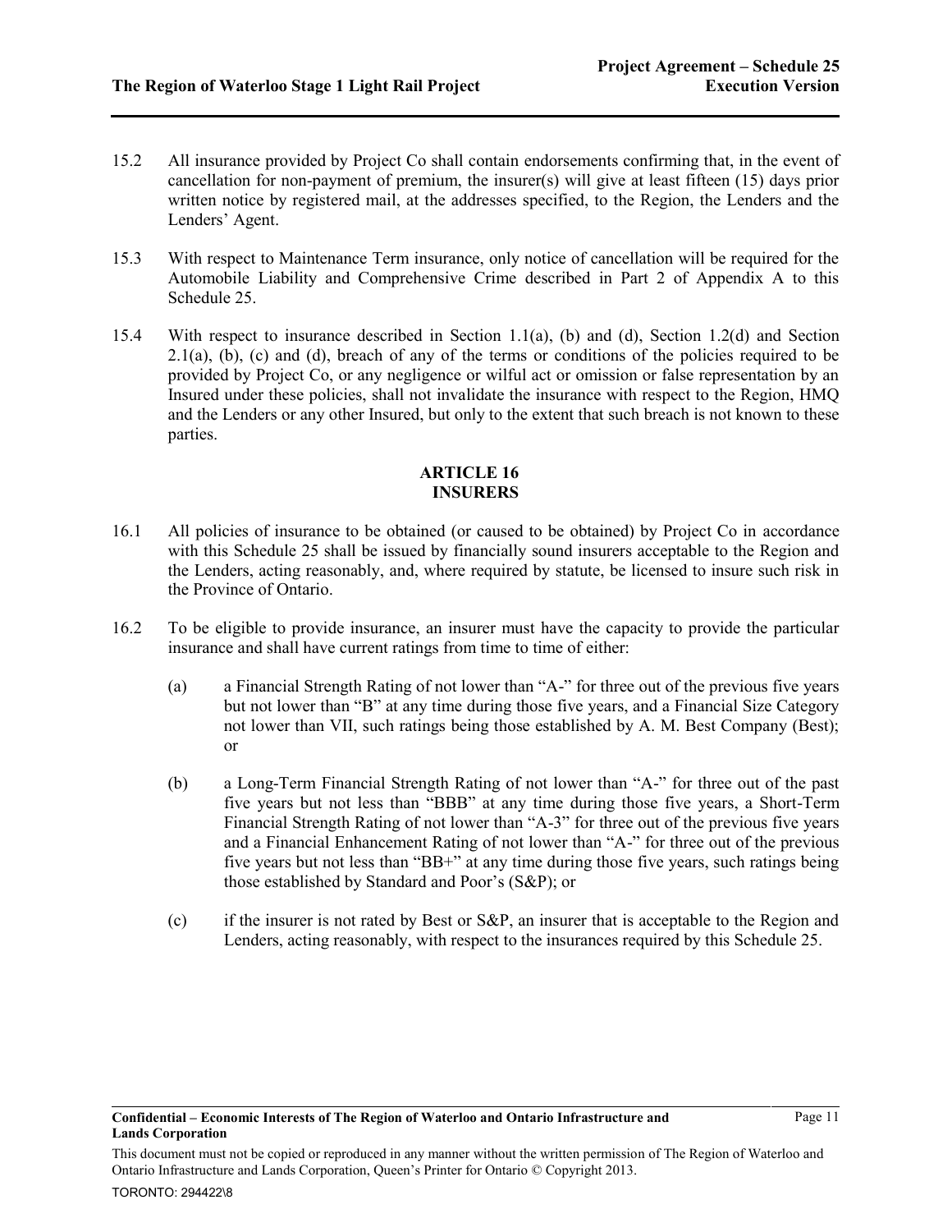15.2 All insurance provided by Project Co shall contain endorsements confirming that, in the event of cancellation for non-payment of premium, the insurer(s) will give at least fifteen (15) days prior written notice by registered mail, at the addresses specified, to the Region, the Lenders and the Lenders' Agent.

15.3 With respect to Maintenance Term insurance, only notice of cancellation will be required for the Automobile Liability and Comprehensive Crime described in Part 2 of Appendix A to this Schedule 25.

15.4 With respect to insurance described in Section 1.1(a), (b) and (d), Section 1.2(d) and Section 2.1(a), (b), (c) and (d), breach of any of the terms or conditions of the policies required to be provided by Project Co, or any negligence or wilful act or omission or false representation by an Insured under these policies, shall not invalidate the insurance with respect to the Region, HMQ and the Lenders or any other Insured, but only to the extent that such breach is not known to these parties.

## ARTICLE 16
## INSURERS

16.1 All policies of insurance to be obtained (or caused to be obtained) by Project Co in accordance with this Schedule 25 shall be issued by financially sound insurers acceptable to the Region and the Lenders, acting reasonably, and, where required by statute, be licensed to insure such risk in the Province of Ontario.

16.2 To be eligible to provide insurance, an insurer must have the capacity to provide the particular insurance and shall have current ratings from time to time of either:

(a) a Financial Strength Rating of not lower than "A-" for three out of the previous five years but not lower than "B" at any time during those five years, and a Financial Size Category not lower than VII, such ratings being those established by A. M. Best Company (Best); or

(b) a Long-Term Financial Strength Rating of not lower than "A-" for three out of the past five years but not less than "BBB" at any time during those five years, a Short-Term Financial Strength Rating of not lower than "A-3" for three out of the previous five years and a Financial Enhancement Rating of not lower than "A-" for three out of the previous five years but not less than "BB+" at any time during those five years, such ratings being those established by Standard and Poor's (S&P); or

(c) if the insurer is not rated by Best or S&P, an insurer that is acceptable to the Region and Lenders, acting reasonably, with respect to the insurances required by this Schedule 25.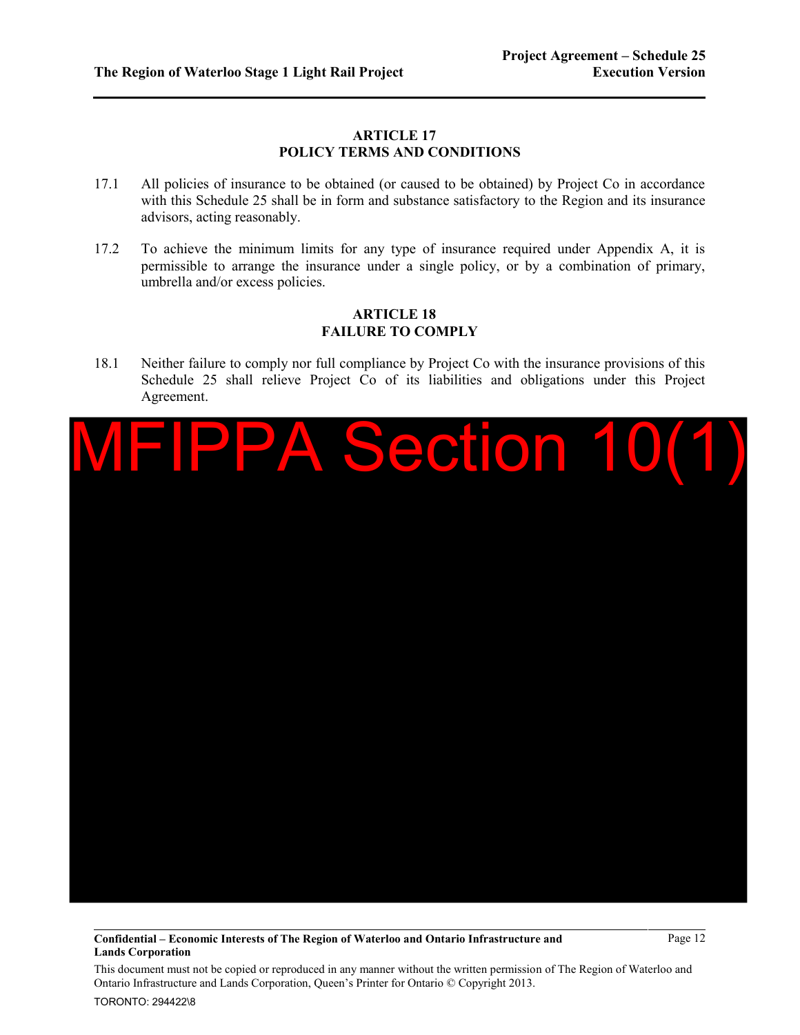## ARTICLE 17
## POLICY TERMS AND CONDITIONS

17.1 All policies of insurance to be obtained (or caused to be obtained) by Project Co in accordance with this Schedule 25 shall be in form and substance satisfactory to the Region and its insurance advisors, acting reasonably.

17.2 To achieve the minimum limits for any type of insurance required under Appendix A, it is permissible to arrange the insurance under a single policy, or by a combination of primary, umbrella and/or excess policies.

## ARTICLE 18
## FAILURE TO COMPLY

18.1 Neither failure to comply nor full compliance by Project Co with the insurance provisions of this Schedule 25 shall relieve Project Co of its liabilities and obligations under this Project Agreement.

MFIPPA Section 10(1)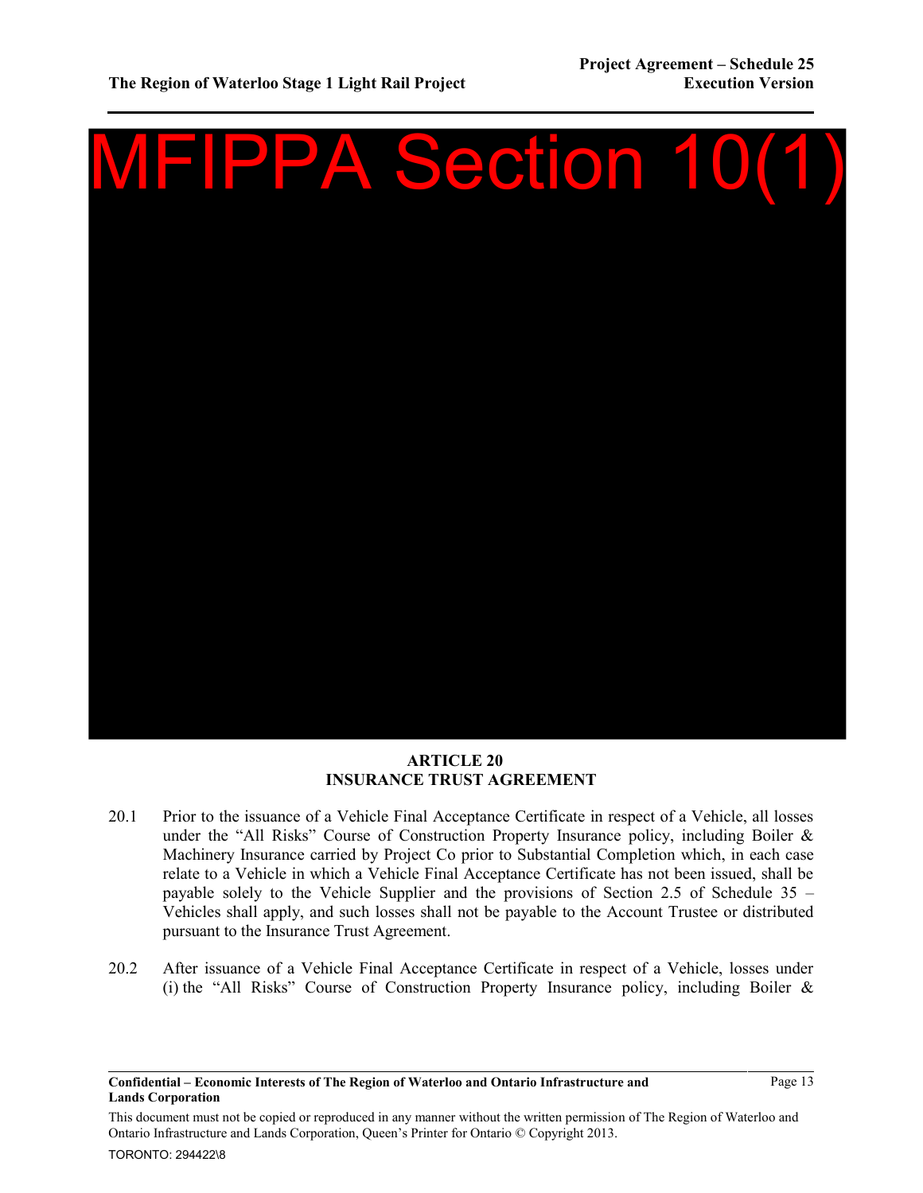MFIPPA Section 10(1)

## ARTICLE 20
## INSURANCE TRUST AGREEMENT

20.1 Prior to the issuance of a Vehicle Final Acceptance Certificate in respect of a Vehicle, all losses under the "All Risks" Course of Construction Property Insurance policy, including Boiler & Machinery Insurance carried by Project Co prior to Substantial Completion which, in each case relate to a Vehicle in which a Vehicle Final Acceptance Certificate has not been issued, shall be payable solely to the Vehicle Supplier and the provisions of Section 2.5 of Schedule 35 – Vehicles shall apply, and such losses shall not be payable to the Account Trustee or distributed pursuant to the Insurance Trust Agreement.

20.2 After issuance of a Vehicle Final Acceptance Certificate in respect of a Vehicle, losses under (i) the "All Risks" Course of Construction Property Insurance policy, including Boiler &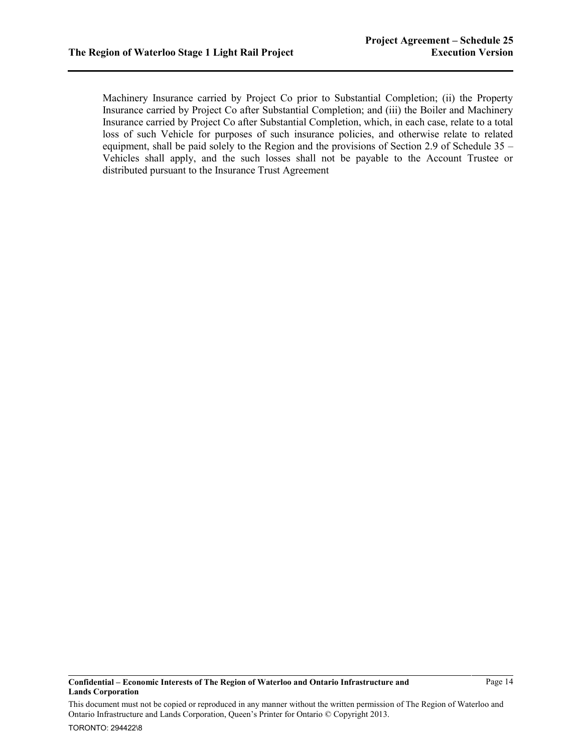Machinery Insurance carried by Project Co prior to Substantial Completion; (ii) the Property Insurance carried by Project Co after Substantial Completion; and (iii) the Boiler and Machinery Insurance carried by Project Co after Substantial Completion, which, in each case, relate to a total loss of such Vehicle for purposes of such insurance policies, and otherwise relate to related equipment, shall be paid solely to the Region and the provisions of Section 2.9 of Schedule 35 – Vehicles shall apply, and the such losses shall not be payable to the Account Trustee or distributed pursuant to the Insurance Trust Agreement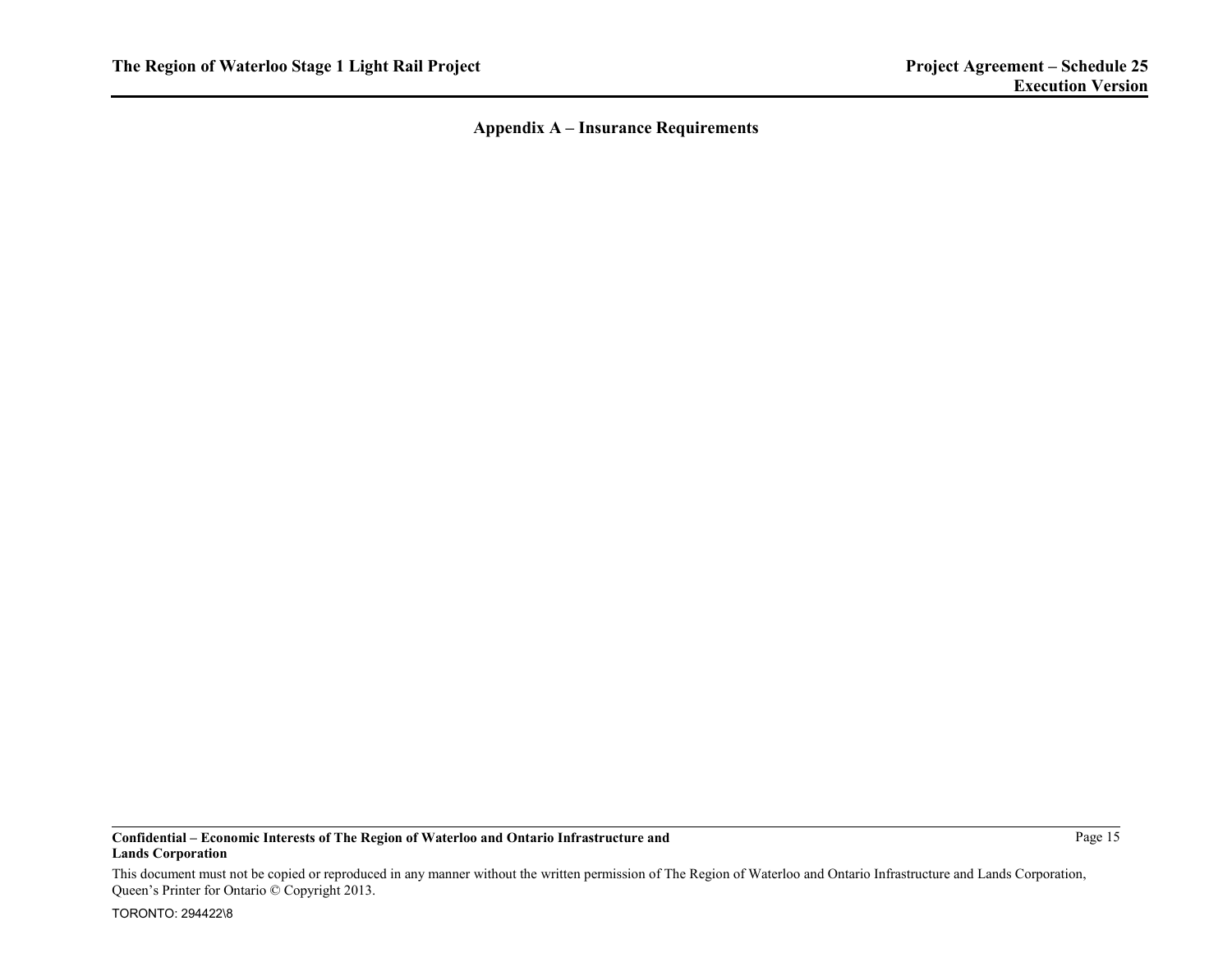## Appendix A – Insurance Requirements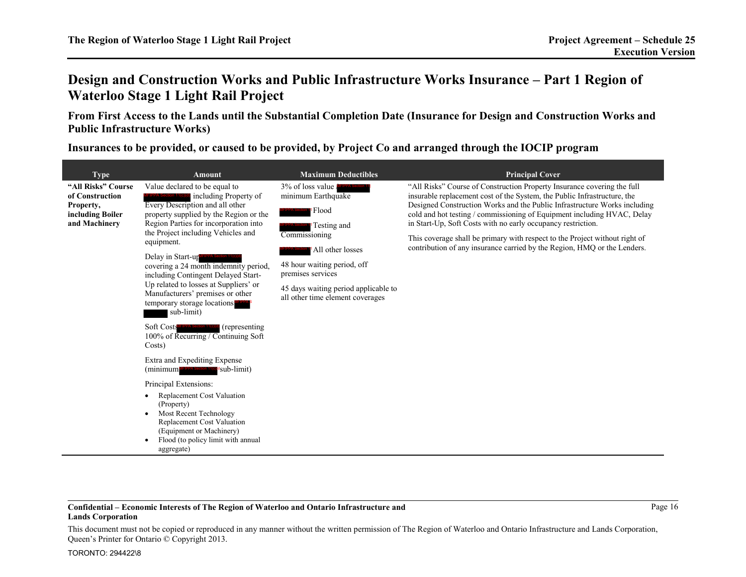# Design and Construction Works and Public Infrastructure Works Insurance – Part 1 Region of Waterloo Stage 1 Light Rail Project

## From First Access to the Lands until the Substantial Completion Date (Insurance for Design and Construction Works and Public Infrastructure Works)

## Insurances to be provided, or caused to be provided, by Project Co and arranged through the IOCIP program

| Type | Amount | Maximum Deductibles | Principal Cover |
|---|---|---|---|
| **"All Risks" Course of Construction Property, including Boiler and Machinery** | Value declared to be equal to [REDACTED] including Property of Every Description and all other property supplied by the Region or the Region Parties for incorporation into the Project including Vehicles and equipment.<br><br>Delay in Start-up [REDACTED] covering a 24 month indemnity period, including Contingent Delayed Start-Up related to losses at Suppliers' or Manufacturers' premises or other temporary storage locations [REDACTED] sub-limit)<br><br>Soft Costs [REDACTED] (representing 100% of Recurring / Continuing Soft Costs)<br><br>Extra and Expediting Expense (minimum [REDACTED] sub-limit)<br><br>Principal Extensions:<br>• Replacement Cost Valuation (Property)<br>• Most Recent Technology Replacement Cost Valuation (Equipment or Machinery)<br>• Flood (to policy limit with annual aggregate) | 3% of loss value [REDACTED] minimum Earthquake<br><br>[REDACTED] Flood<br><br>[REDACTED] Testing and Commissioning<br><br>[REDACTED] All other losses<br><br>48 hour waiting period, off premises services<br><br>45 days waiting period applicable to all other time element coverages | "All Risks" Course of Construction Property Insurance covering the full insurable replacement cost of the System, the Public Infrastructure, the Designed Construction Works and the Public Infrastructure Works including cold and hot testing / commissioning of Equipment including HVAC, Delay in Start-Up, Soft Costs with no early occupancy restriction.<br><br>This coverage shall be primary with respect to the Project without right of contribution of any insurance carried by the Region, HMQ or the Lenders. |

**Confidential – Economic Interests of The Region of Waterloo and Ontario Infrastructure and Lands Corporation**

This document must not be copied or reproduced in any manner without the written permission of The Region of Waterloo and Ontario Infrastructure and Lands Corporation, Queen's Printer for Ontario © Copyright 2013.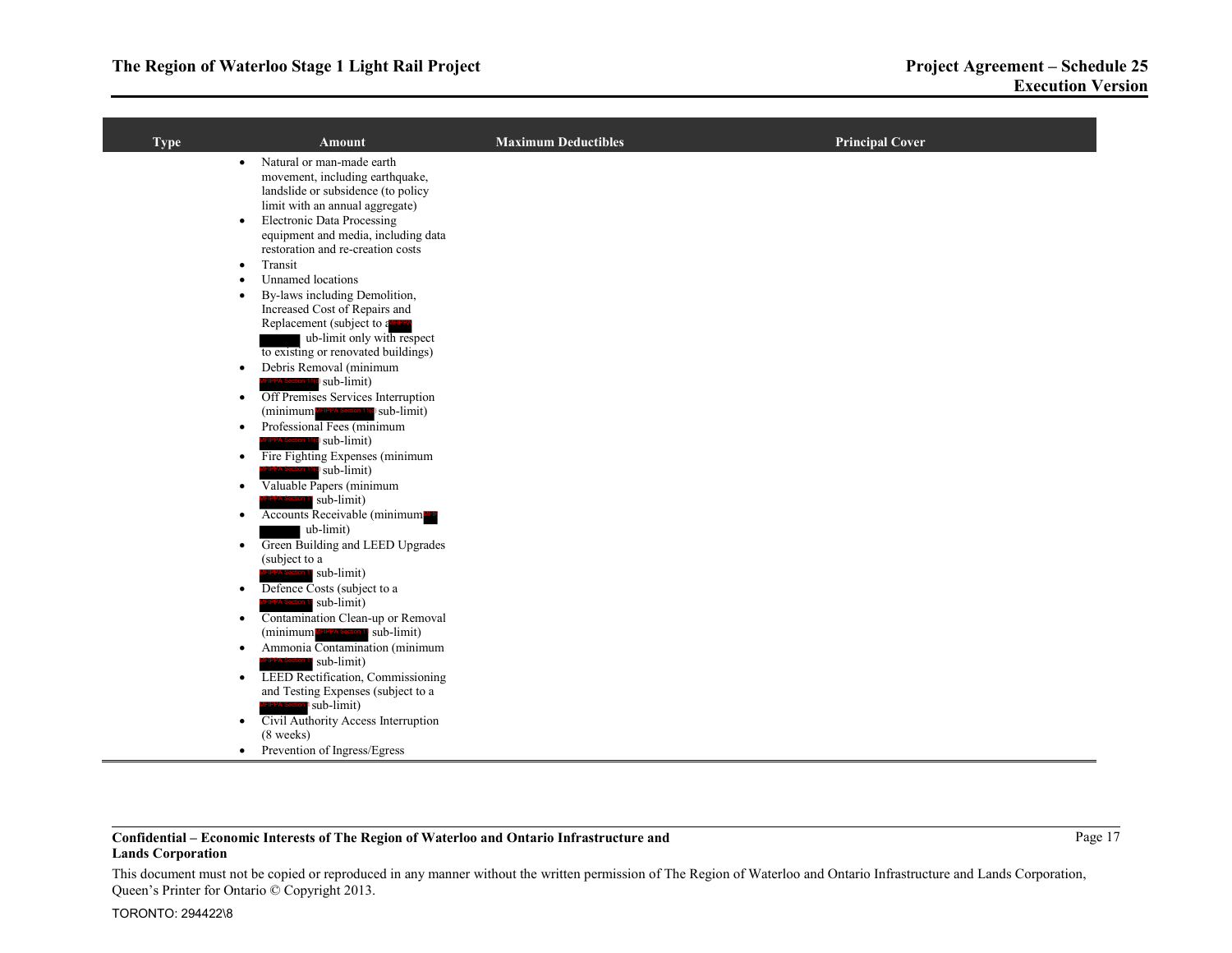| Type | Amount | Maximum Deductibles | Principal Cover |
|---|---|---|---|
| | • Natural or man-made earth movement, including earthquake, landslide or subsidence (to policy limit with an annual aggregate)<br>• Electronic Data Processing equipment and media, including data restoration and re-creation costs<br>• Transit<br>• Unnamed locations<br>• By-laws including Demolition, Increased Cost of Repairs and Replacement (subject to a [REDACTED] sub-limit only with respect to existing or renovated buildings)<br>• Debris Removal (minimum [REDACTED] sub-limit)<br>• Off Premises Services Interruption (minimum [REDACTED] sub-limit)<br>• Professional Fees (minimum [REDACTED] sub-limit)<br>• Fire Fighting Expenses (minimum [REDACTED] sub-limit)<br>• Valuable Papers (minimum [REDACTED] sub-limit)<br>• Accounts Receivable (minimum [REDACTED] sub-limit)<br>• Green Building and LEED Upgrades (subject to a [REDACTED] sub-limit)<br>• Defence Costs (subject to a [REDACTED] sub-limit)<br>• Contamination Clean-up or Removal (minimum [REDACTED] sub-limit)<br>• Ammonia Contamination (minimum [REDACTED] sub-limit)<br>• LEED Rectification, Commissioning and Testing Expenses (subject to a [REDACTED] sub-limit)<br>• Civil Authority Access Interruption (8 weeks)<br>• Prevention of Ingress/Egress | | |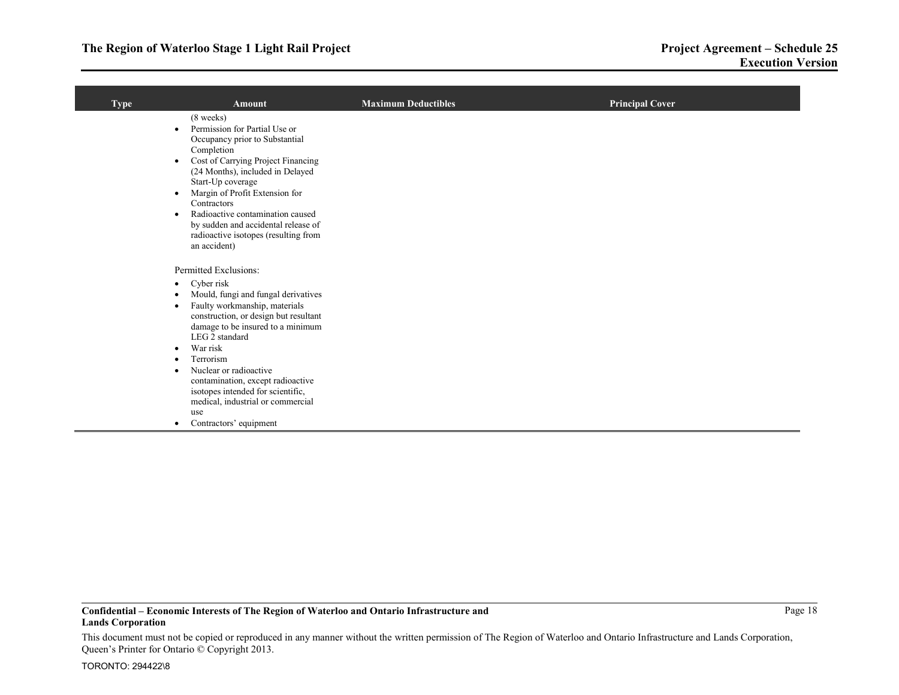| Type | Amount | Maximum Deductibles | Principal Cover |
|---|---|---|---|
| | (8 weeks)<br>• Permission for Partial Use or Occupancy prior to Substantial Completion<br>• Cost of Carrying Project Financing (24 Months), included in Delayed Start-Up coverage<br>• Margin of Profit Extension for Contractors<br>• Radioactive contamination caused by sudden and accidental release of radioactive isotopes (resulting from an accident)<br><br>Permitted Exclusions:<br>• Cyber risk<br>• Mould, fungi and fungal derivatives<br>• Faulty workmanship, materials construction, or design but resultant damage to be insured to a minimum LEG 2 standard<br>• War risk<br>• Terrorism<br>• Nuclear or radioactive contamination, except radioactive isotopes intended for scientific, medical, industrial or commercial use<br>• Contractors' equipment | | |

**Confidential – Economic Interests of The Region of Waterloo and Ontario Infrastructure and Lands Corporation**

This document must not be copied or reproduced in any manner without the written permission of The Region of Waterloo and Ontario Infrastructure and Lands Corporation, Queen's Printer for Ontario © Copyright 2013.

TORONTO: 294422\8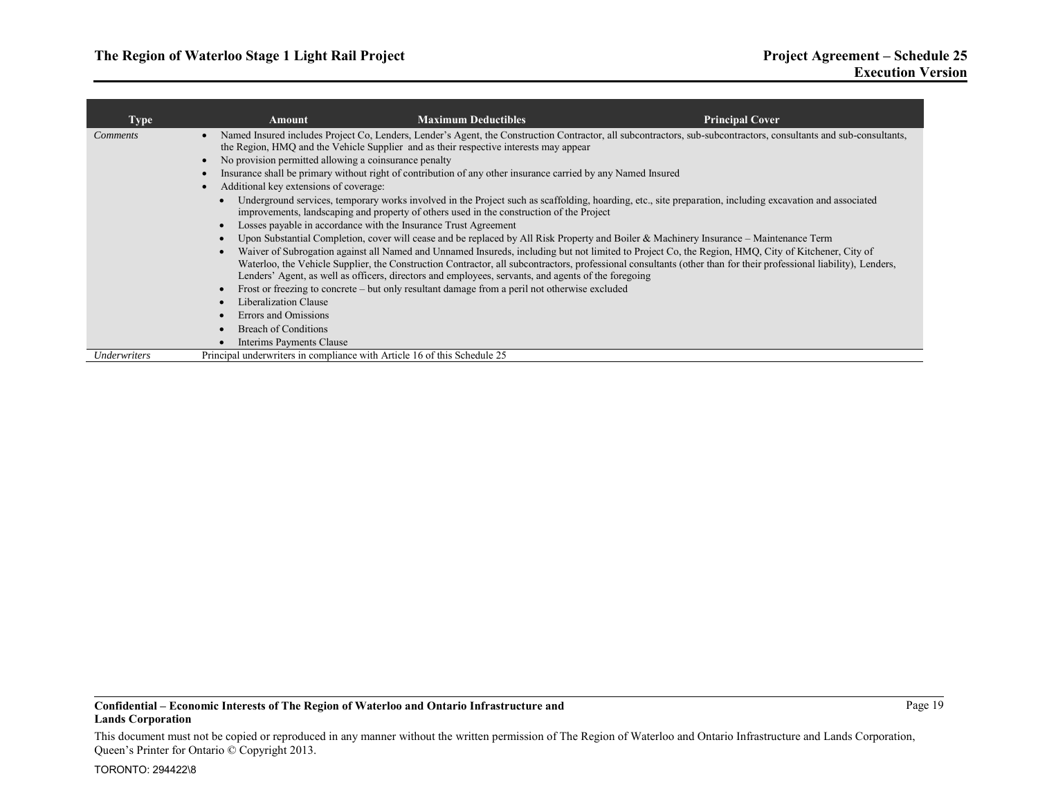| Type | Amount | Maximum Deductibles | Principal Cover |
|---|---|---|---|
| *Comments* | • Named Insured includes Project Co, Lenders, Lender's Agent, the Construction Contractor, all subcontractors, sub-subcontractors, consultants and sub-consultants, the Region, HMQ and the Vehicle Supplier and as their respective interests may appear<br>• No provision permitted allowing a coinsurance penalty<br>• Insurance shall be primary without right of contribution of any other insurance carried by any Named Insured<br>• Additional key extensions of coverage:<br>&nbsp;&nbsp;• Underground services, temporary works involved in the Project such as scaffolding, hoarding, etc., site preparation, including excavation and associated improvements, landscaping and property of others used in the construction of the Project<br>&nbsp;&nbsp;• Losses payable in accordance with the Insurance Trust Agreement<br>&nbsp;&nbsp;• Upon Substantial Completion, cover will cease and be replaced by All Risk Property and Boiler & Machinery Insurance – Maintenance Term<br>&nbsp;&nbsp;• Waiver of Subrogation against all Named and Unnamed Insureds, including but not limited to Project Co, the Region, HMQ, City of Kitchener, City of Waterloo, the Vehicle Supplier, the Construction Contractor, all subcontractors, professional consultants (other than for their professional liability), Lenders, Lenders' Agent, as well as officers, directors and employees, servants, and agents of the foregoing<br>&nbsp;&nbsp;• Frost or freezing to concrete – but only resultant damage from a peril not otherwise excluded<br>&nbsp;&nbsp;• Liberalization Clause<br>&nbsp;&nbsp;• Errors and Omissions<br>&nbsp;&nbsp;• Breach of Conditions<br>&nbsp;&nbsp;• Interims Payments Clause | | |
| *Underwriters* | Principal underwriters in compliance with Article 16 of this Schedule 25 | | |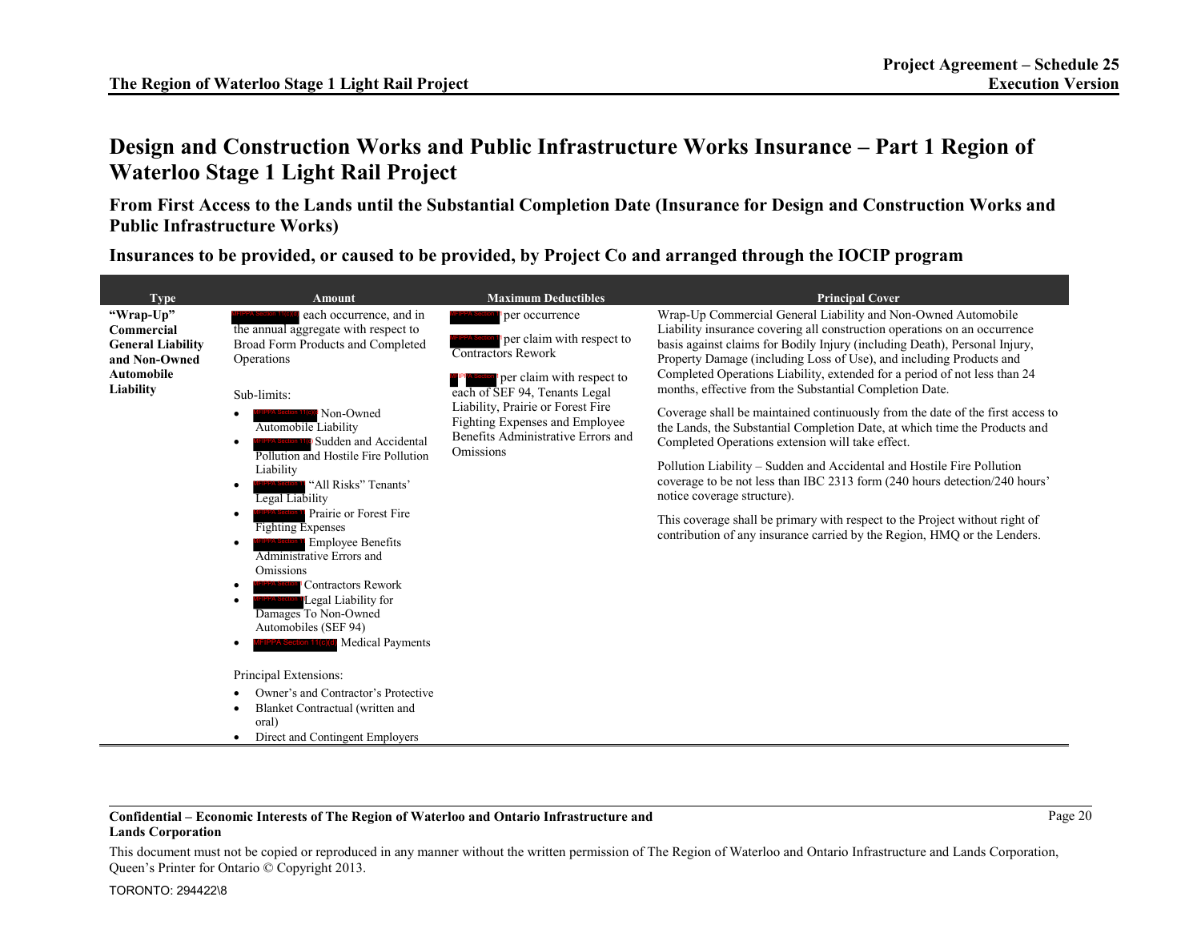# Design and Construction Works and Public Infrastructure Works Insurance – Part 1 Region of Waterloo Stage 1 Light Rail Project

## From First Access to the Lands until the Substantial Completion Date (Insurance for Design and Construction Works and Public Infrastructure Works)

## Insurances to be provided, or caused to be provided, by Project Co and arranged through the IOCIP program

| Type | Amount | Maximum Deductibles | Principal Cover |
|---|---|---|---|
| **"Wrap-Up" Commercial General Liability and Non-Owned Automobile Liability** | MFIPPA Section 11(c)(d) each occurrence, and in the annual aggregate with respect to Broad Form Products and Completed Operations<br><br>Sub-limits:<br>• MFIPPA Section 11(c)(d) Non-Owned Automobile Liability<br>• MFIPPA Section 11(c)(d) Sudden and Accidental Pollution and Hostile Fire Pollution Liability<br>• MFIPPA Section 11 "All Risks" Tenants' Legal Liability<br>• MFIPPA Section 11 Prairie or Forest Fire Fighting Expenses<br>• MFIPPA Section 11 Employee Benefits Administrative Errors and Omissions<br>• MFIPPA Section 11 Contractors Rework<br>• MFIPPA Section 11 Legal Liability for Damages To Non-Owned Automobiles (SEF 94)<br>• MFIPPA Section 11(c)(d) Medical Payments<br><br>Principal Extensions:<br>• Owner's and Contractor's Protective<br>• Blanket Contractual (written and oral)<br>• Direct and Contingent Employers | MFIPPA Section 11 per occurrence<br><br>MFIPPA Section 11 per claim with respect to Contractors Rework<br><br>MFIPPA Section 11 per claim with respect to each of SEF 94, Tenants Legal Liability, Prairie or Forest Fire Fighting Expenses and Employee Benefits Administrative Errors and Omissions | Wrap-Up Commercial General Liability and Non-Owned Automobile Liability insurance covering all construction operations on an occurrence basis against claims for Bodily Injury (including Death), Personal Injury, Property Damage (including Loss of Use), and including Products and Completed Operations Liability, extended for a period of not less than 24 months, effective from the Substantial Completion Date.<br><br>Coverage shall be maintained continuously from the date of the first access to the Lands, the Substantial Completion Date, at which time the Products and Completed Operations extension will take effect.<br><br>Pollution Liability – Sudden and Accidental and Hostile Fire Pollution coverage to be not less than IBC 2313 form (240 hours detection/240 hours' notice coverage structure).<br><br>This coverage shall be primary with respect to the Project without right of contribution of any insurance carried by the Region, HMQ or the Lenders. |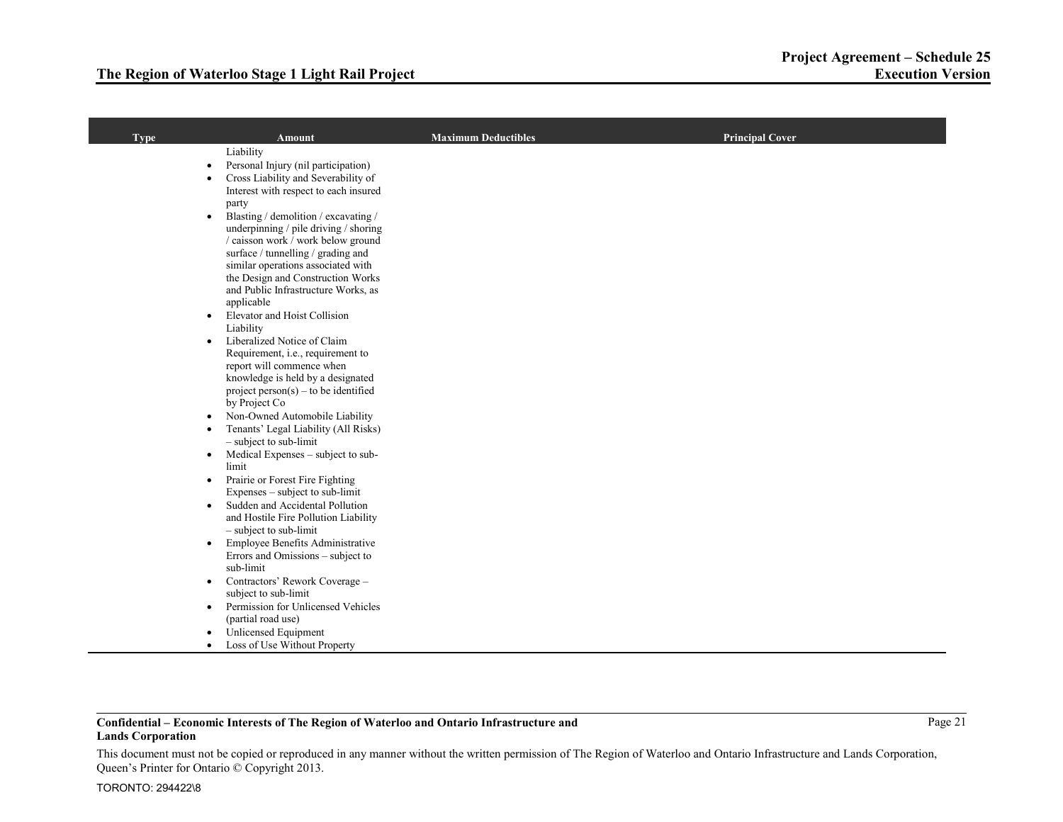| Type | Amount | Maximum Deductibles | Principal Cover |
|---|---|---|---|
| | Liability<br>• Personal Injury (nil participation)<br>• Cross Liability and Severability of Interest with respect to each insured party<br>• Blasting / demolition / excavating / underpinning / pile driving / shoring / caisson work / work below ground surface / tunnelling / grading and similar operations associated with the Design and Construction Works and Public Infrastructure Works, as applicable<br>• Elevator and Hoist Collision Liability<br>• Liberalized Notice of Claim Requirement, i.e., requirement to report will commence when knowledge is held by a designated project person(s) – to be identified by Project Co<br>• Non-Owned Automobile Liability<br>• Tenants' Legal Liability (All Risks) – subject to sub-limit<br>• Medical Expenses – subject to sub-limit<br>• Prairie or Forest Fire Fighting Expenses – subject to sub-limit<br>• Sudden and Accidental Pollution and Hostile Fire Pollution Liability – subject to sub-limit<br>• Employee Benefits Administrative Errors and Omissions – subject to sub-limit<br>• Contractors' Rework Coverage – subject to sub-limit<br>• Permission for Unlicensed Vehicles (partial road use)<br>• Unlicensed Equipment<br>• Loss of Use Without Property | | |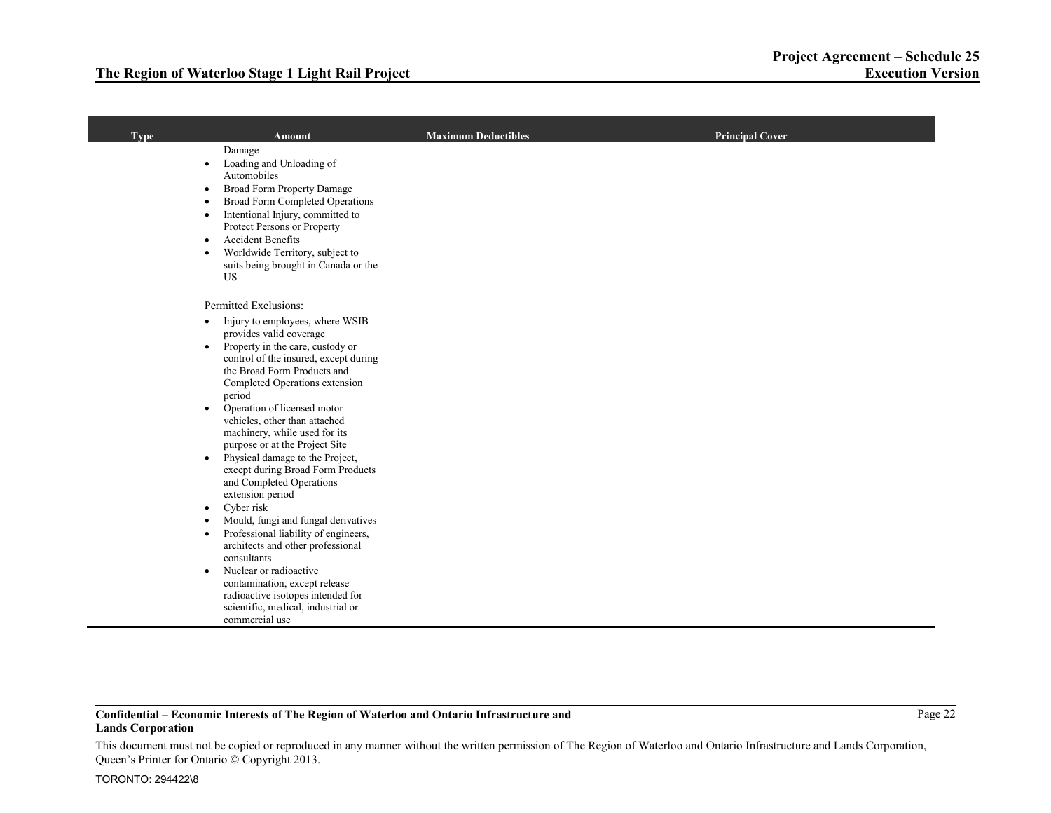| Type | Amount | Maximum Deductibles | Principal Cover |
|---|---|---|---|
| | Damage<br>• Loading and Unloading of Automobiles<br>• Broad Form Property Damage<br>• Broad Form Completed Operations<br>• Intentional Injury, committed to Protect Persons or Property<br>• Accident Benefits<br>• Worldwide Territory, subject to suits being brought in Canada or the US<br><br>Permitted Exclusions:<br>• Injury to employees, where WSIB provides valid coverage<br>• Property in the care, custody or control of the insured, except during the Broad Form Products and Completed Operations extension period<br>• Operation of licensed motor vehicles, other than attached machinery, while used for its purpose or at the Project Site<br>• Physical damage to the Project, except during Broad Form Products and Completed Operations extension period<br>• Cyber risk<br>• Mould, fungi and fungal derivatives<br>• Professional liability of engineers, architects and other professional consultants<br>• Nuclear or radioactive contamination, except release radioactive isotopes intended for scientific, medical, industrial or commercial use | | |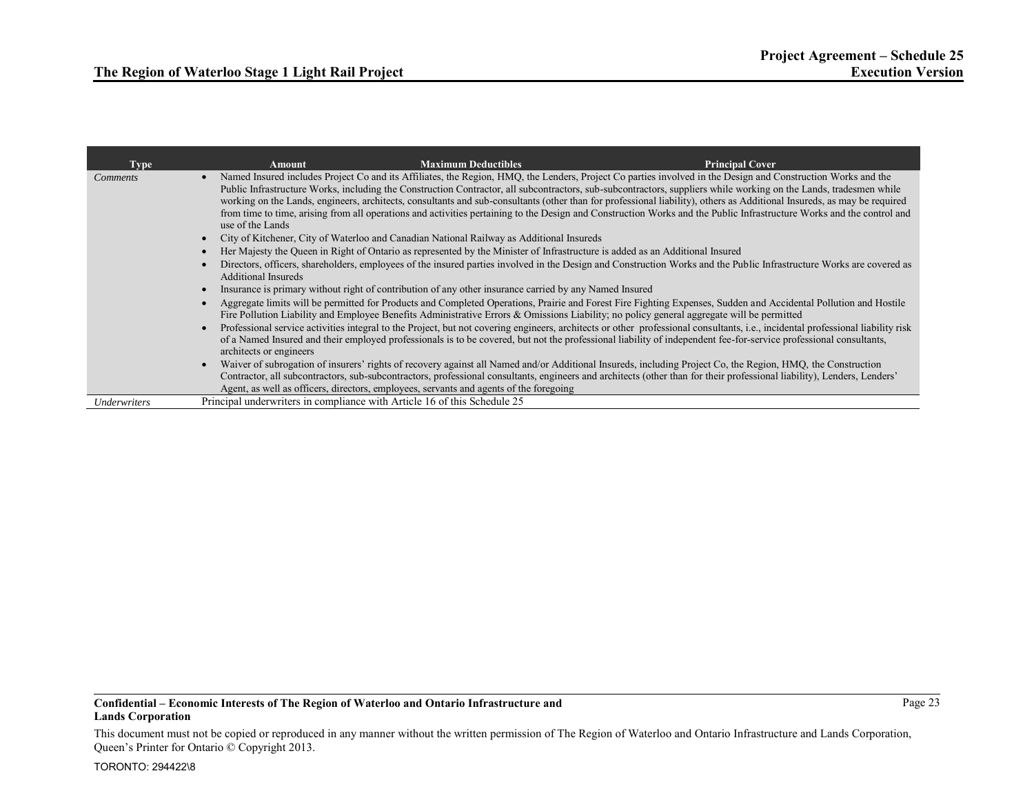| Type | Amount | Maximum Deductibles | Principal Cover |
|---|---|---|---|
| *Comments* | • Named Insured includes Project Co and its Affiliates, the Region, HMQ, the Lenders, Project Co parties involved in the Design and Construction Works and the Public Infrastructure Works, including the Construction Contractor, all subcontractors, sub-subcontractors, suppliers while working on the Lands, tradesmen while working on the Lands, engineers, architects, consultants and sub-consultants (other than for professional liability), others as Additional Insureds, as may be required from time to time, arising from all operations and activities pertaining to the Design and Construction Works and the Public Infrastructure Works and the control and use of the Lands<br>• City of Kitchener, City of Waterloo and Canadian National Railway as Additional Insureds<br>• Her Majesty the Queen in Right of Ontario as represented by the Minister of Infrastructure is added as an Additional Insured<br>• Directors, officers, shareholders, employees of the insured parties involved in the Design and Construction Works and the Public Infrastructure Works are covered as Additional Insureds<br>• Insurance is primary without right of contribution of any other insurance carried by any Named Insured<br>• Aggregate limits will be permitted for Products and Completed Operations, Prairie and Forest Fire Fighting Expenses, Sudden and Accidental Pollution and Hostile Fire Pollution Liability and Employee Benefits Administrative Errors & Omissions Liability; no policy general aggregate will be permitted<br>• Professional service activities integral to the Project, but not covering engineers, architects or other professional consultants, i.e., incidental professional liability risk of a Named Insured and their employed professionals is to be covered, but not the professional liability of independent fee-for-service professional consultants, architects or engineers<br>• Waiver of subrogation of insurers' rights of recovery against all Named and/or Additional Insureds, including Project Co, the Region, HMQ, the Construction Contractor, all subcontractors, sub-subcontractors, professional consultants, engineers and architects (other than for their professional liability), Lenders, Lenders' Agent, as well as officers, directors, employees, servants and agents of the foregoing | | |
| *Underwriters* | Principal underwriters in compliance with Article 16 of this Schedule 25 | | |

**Confidential – Economic Interests of The Region of Waterloo and Ontario Infrastructure and Lands Corporation**

This document must not be copied or reproduced in any manner without the written permission of The Region of Waterloo and Ontario Infrastructure and Lands Corporation, Queen's Printer for Ontario © Copyright 2013.

TORONTO: 294422\8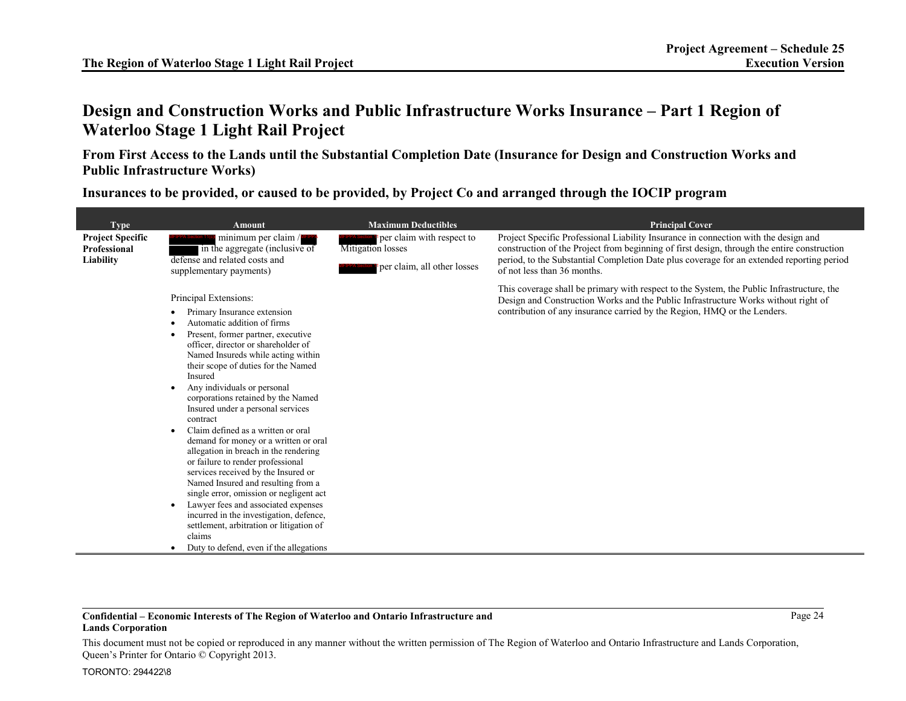# Design and Construction Works and Public Infrastructure Works Insurance – Part 1 Region of Waterloo Stage 1 Light Rail Project

## From First Access to the Lands until the Substantial Completion Date (Insurance for Design and Construction Works and Public Infrastructure Works)

## Insurances to be provided, or caused to be provided, by Project Co and arranged through the IOCIP program

| Type | Amount | Maximum Deductibles | Principal Cover |
|---|---|---|---|
| **Project Specific Professional Liability** | [REDACTED] minimum per claim / [REDACTED] in the aggregate (inclusive of defense and related costs and supplementary payments)<br><br>Principal Extensions:<br>• Primary Insurance extension<br>• Automatic addition of firms<br>• Present, former partner, executive officer, director or shareholder of Named Insureds while acting within their scope of duties for the Named Insured<br>• Any individuals or personal corporations retained by the Named Insured under a personal services contract<br>• Claim defined as a written or oral demand for money or a written or oral allegation in breach in the rendering or failure to render professional services received by the Insured or Named Insured and resulting from a single error, omission or negligent act<br>• Lawyer fees and associated expenses incurred in the investigation, defence, settlement, arbitration or litigation of claims<br>• Duty to defend, even if the allegations | [REDACTED] per claim with respect to Mitigation losses<br><br>[REDACTED] per claim, all other losses | Project Specific Professional Liability Insurance in connection with the design and construction of the Project from beginning of first design, through the entire construction period, to the Substantial Completion Date plus coverage for an extended reporting period of not less than 36 months.<br><br>This coverage shall be primary with respect to the System, the Public Infrastructure, the Design and Construction Works and the Public Infrastructure Works without right of contribution of any insurance carried by the Region, HMQ or the Lenders. |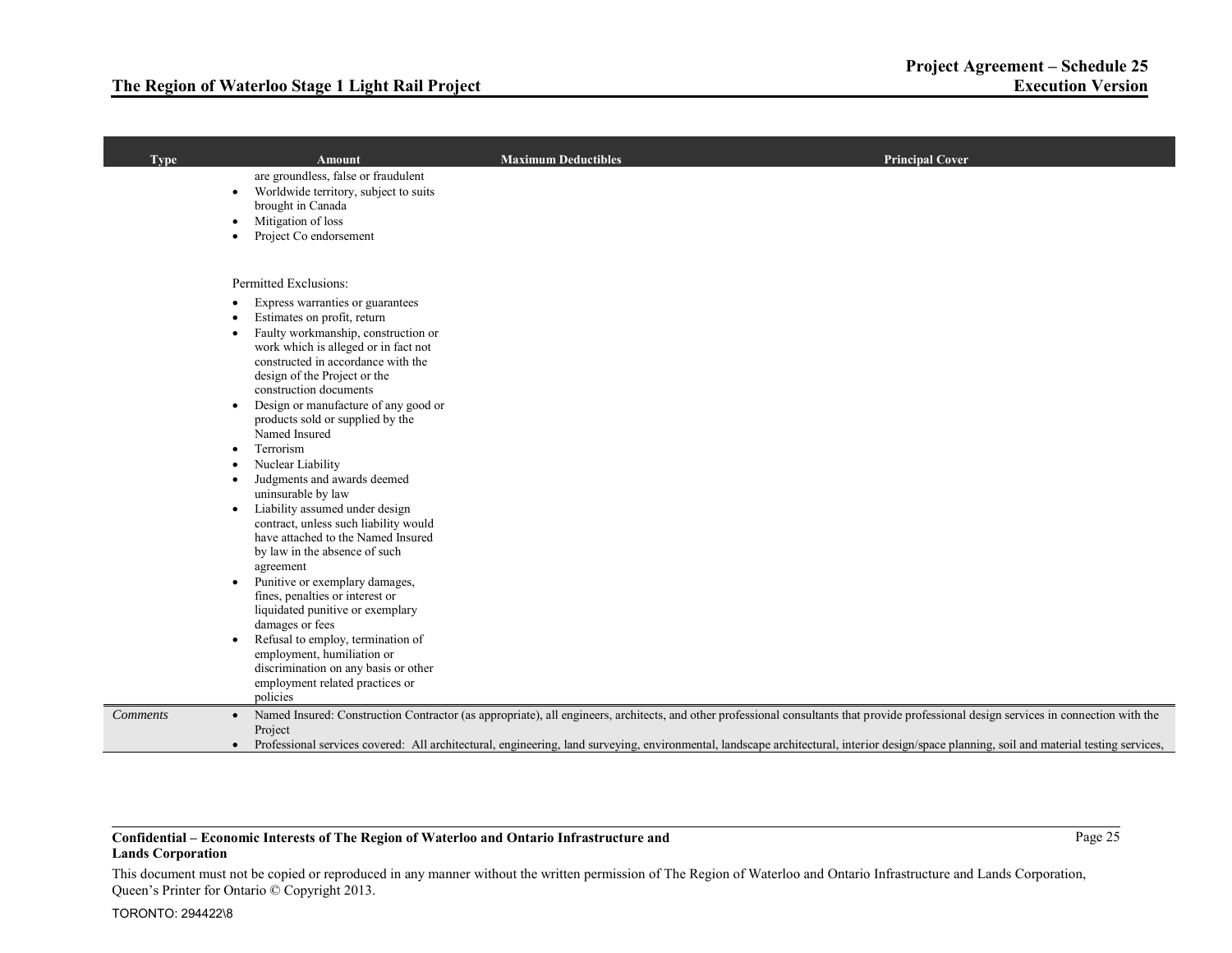| Type | Amount | Maximum Deductibles | Principal Cover |
|---|---|---|---|
| | are groundless, false or fraudulent<br>• Worldwide territory, subject to suits brought in Canada<br>• Mitigation of loss<br>• Project Co endorsement<br><br>Permitted Exclusions:<br>• Express warranties or guarantees<br>• Estimates on profit, return<br>• Faulty workmanship, construction or work which is alleged or in fact not constructed in accordance with the design of the Project or the construction documents<br>• Design or manufacture of any good or products sold or supplied by the Named Insured<br>• Terrorism<br>• Nuclear Liability<br>• Judgments and awards deemed uninsurable by law<br>• Liability assumed under design contract, unless such liability would have attached to the Named Insured by law in the absence of such agreement<br>• Punitive or exemplary damages, fines, penalties or interest or liquidated punitive or exemplary damages or fees<br>• Refusal to employ, termination of employment, humiliation or discrimination on any basis or other employment related practices or policies | | |
| *Comments* | • Named Insured: Construction Contractor (as appropriate), all engineers, architects, and other professional consultants that provide professional design services in connection with the Project<br>• Professional services covered: All architectural, engineering, land surveying, environmental, landscape architectural, interior design/space planning, soil and material testing services, | | |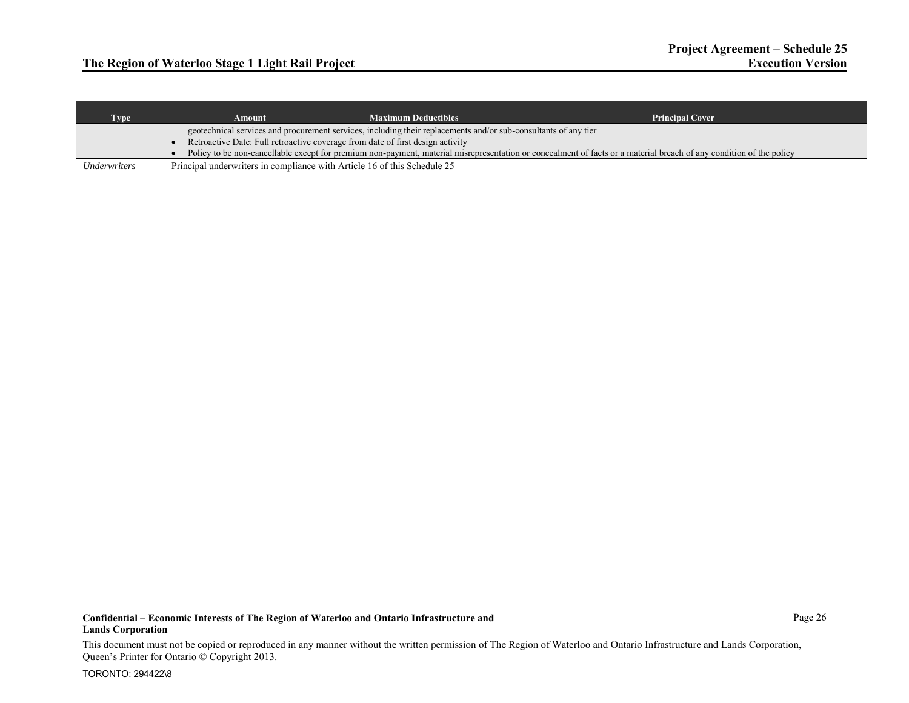| Type | Amount | Maximum Deductibles | Principal Cover |
|---|---|---|---|
| | geotechnical services and procurement services, including their replacements and/or sub-consultants of any tier<br>• Retroactive Date: Full retroactive coverage from date of first design activity<br>• Policy to be non-cancellable except for premium non-payment, material misrepresentation or concealment of facts or a material breach of any condition of the policy | | |
| *Underwriters* | Principal underwriters in compliance with Article 16 of this Schedule 25 | | |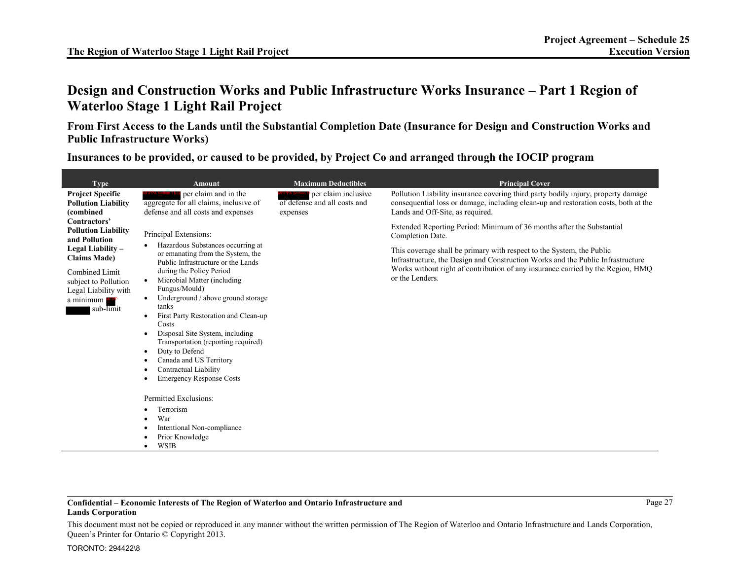# Design and Construction Works and Public Infrastructure Works Insurance – Part 1 Region of Waterloo Stage 1 Light Rail Project

## From First Access to the Lands until the Substantial Completion Date (Insurance for Design and Construction Works and Public Infrastructure Works)

## Insurances to be provided, or caused to be provided, by Project Co and arranged through the IOCIP program

| Type | Amount | Maximum Deductibles | Principal Cover |
|---|---|---|---|
| **Project Specific Pollution Liability (combined Contractors' Pollution Liability and Pollution Legal Liability – Claims Made)**<br><br>Combined Limit subject to Pollution Legal Liability with a minimum [REDACTED] sub-limit | [REDACTED] per claim and in the aggregate for all claims, inclusive of defense and all costs and expenses<br><br>Principal Extensions:<br>• Hazardous Substances occurring at or emanating from the System, the Public Infrastructure or the Lands during the Policy Period<br>• Microbial Matter (including Fungus/Mould)<br>• Underground / above ground storage tanks<br>• First Party Restoration and Clean-up Costs<br>• Disposal Site System, including Transportation (reporting required)<br>• Duty to Defend<br>• Canada and US Territory<br>• Contractual Liability<br>• Emergency Response Costs<br><br>Permitted Exclusions:<br>• Terrorism<br>• War<br>• Intentional Non-compliance<br>• Prior Knowledge<br>• WSIB | [REDACTED] per claim inclusive of defense and all costs and expenses | Pollution Liability insurance covering third party bodily injury, property damage consequential loss or damage, including clean-up and restoration costs, both at the Lands and Off-Site, as required.<br><br>Extended Reporting Period: Minimum of 36 months after the Substantial Completion Date.<br><br>This coverage shall be primary with respect to the System, the Public Infrastructure, the Design and Construction Works and the Public Infrastructure Works without right of contribution of any insurance carried by the Region, HMQ or the Lenders. |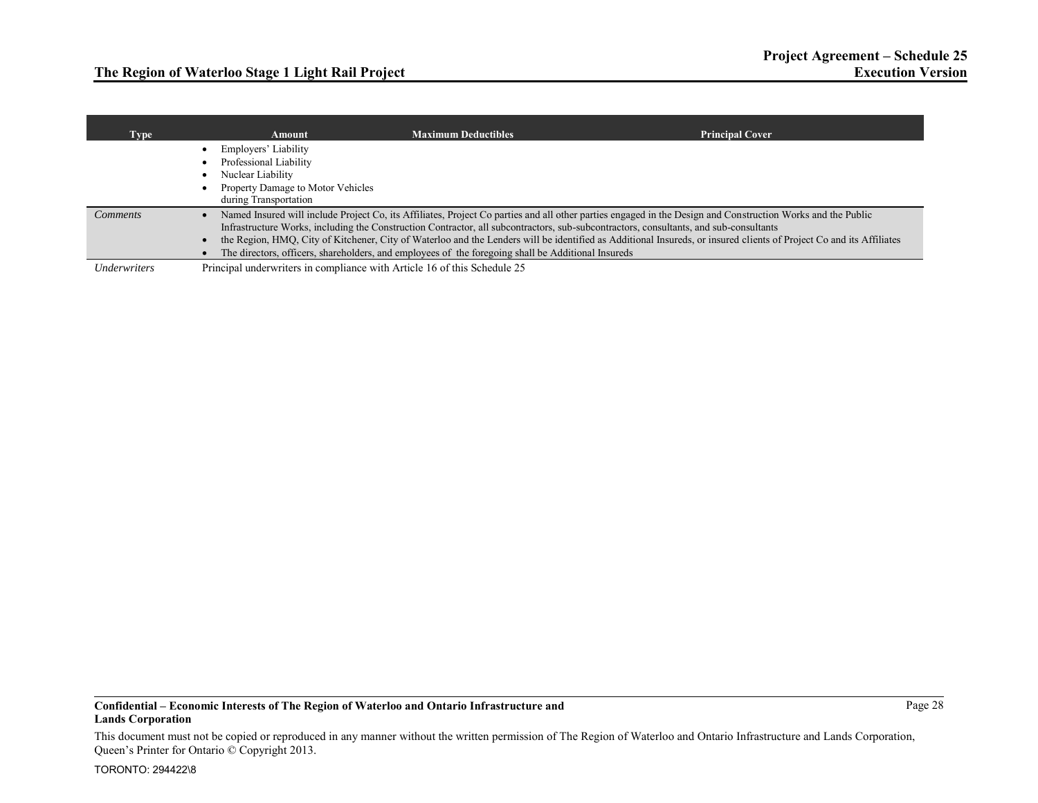| Type | Amount | Maximum Deductibles | Principal Cover |
|---|---|---|---|
| | • Employers' Liability<br>• Professional Liability<br>• Nuclear Liability<br>• Property Damage to Motor Vehicles during Transportation | | |
| *Comments* | • Named Insured will include Project Co, its Affiliates, Project Co parties and all other parties engaged in the Design and Construction Works and the Public Infrastructure Works, including the Construction Contractor, all subcontractors, sub-subcontractors, consultants, and sub-consultants<br>• the Region, HMQ, City of Kitchener, City of Waterloo and the Lenders will be identified as Additional Insureds, or insured clients of Project Co and its Affiliates<br>• The directors, officers, shareholders, and employees of the foregoing shall be Additional Insureds | | |
| *Underwriters* | Principal underwriters in compliance with Article 16 of this Schedule 25 | | |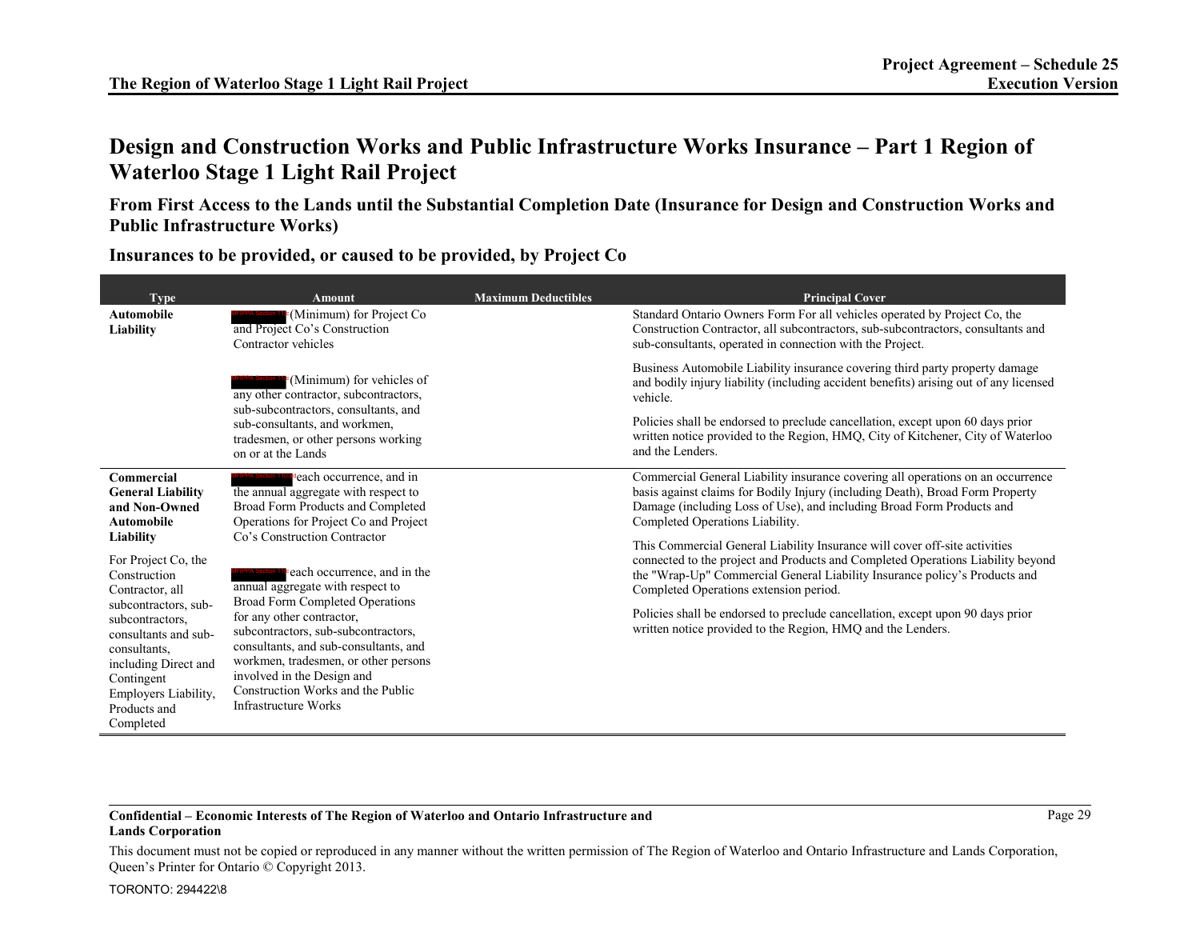# Design and Construction Works and Public Infrastructure Works Insurance – Part 1 Region of Waterloo Stage 1 Light Rail Project

## From First Access to the Lands until the Substantial Completion Date (Insurance for Design and Construction Works and Public Infrastructure Works)

### Insurances to be provided, or caused to be provided, by Project Co

| Type | Amount | Maximum Deductibles | Principal Cover |
|---|---|---|---|
| **Automobile Liability** | [REDACTED] (Minimum) for Project Co and Project Co's Construction Contractor vehicles<br><br>[REDACTED] (Minimum) for vehicles of any other contractor, subcontractors, sub-subcontractors, consultants, and sub-consultants, and workmen, tradesmen, or other persons working on or at the Lands | | Standard Ontario Owners Form For all vehicles operated by Project Co, the Construction Contractor, all subcontractors, sub-subcontractors, consultants and sub-consultants, operated in connection with the Project.<br><br>Business Automobile Liability insurance covering third party property damage and bodily injury liability (including accident benefits) arising out of any licensed vehicle.<br><br>Policies shall be endorsed to preclude cancellation, except upon 60 days prior written notice provided to the Region, HMQ, City of Kitchener, City of Waterloo and the Lenders. |
| **Commercial General Liability and Non-Owned Automobile Liability**<br><br>For Project Co, the Construction Contractor, all subcontractors, sub-subcontractors, consultants and sub-consultants, including Direct and Contingent Employers Liability, Products and Completed | [REDACTED] each occurrence, and in the annual aggregate with respect to Broad Form Products and Completed Operations for Project Co and Project Co's Construction Contractor<br><br>[REDACTED] each occurrence, and in the annual aggregate with respect to Broad Form Completed Operations for any other contractor, subcontractors, sub-subcontractors, consultants, and sub-consultants, and workmen, tradesmen, or other persons involved in the Design and Construction Works and the Public Infrastructure Works | | Commercial General Liability insurance covering all operations on an occurrence basis against claims for Bodily Injury (including Death), Broad Form Property Damage (including Loss of Use), and including Broad Form Products and Completed Operations Liability.<br><br>This Commercial General Liability Insurance will cover off-site activities connected to the project and Products and Completed Operations Liability beyond the "Wrap-Up" Commercial General Liability Insurance policy's Products and Completed Operations extension period.<br><br>Policies shall be endorsed to preclude cancellation, except upon 90 days prior written notice provided to the Region, HMQ and the Lenders. |

**Confidential – Economic Interests of The Region of Waterloo and Ontario Infrastructure and Lands Corporation**

This document must not be copied or reproduced in any manner without the written permission of The Region of Waterloo and Ontario Infrastructure and Lands Corporation, Queen's Printer for Ontario © Copyright 2013.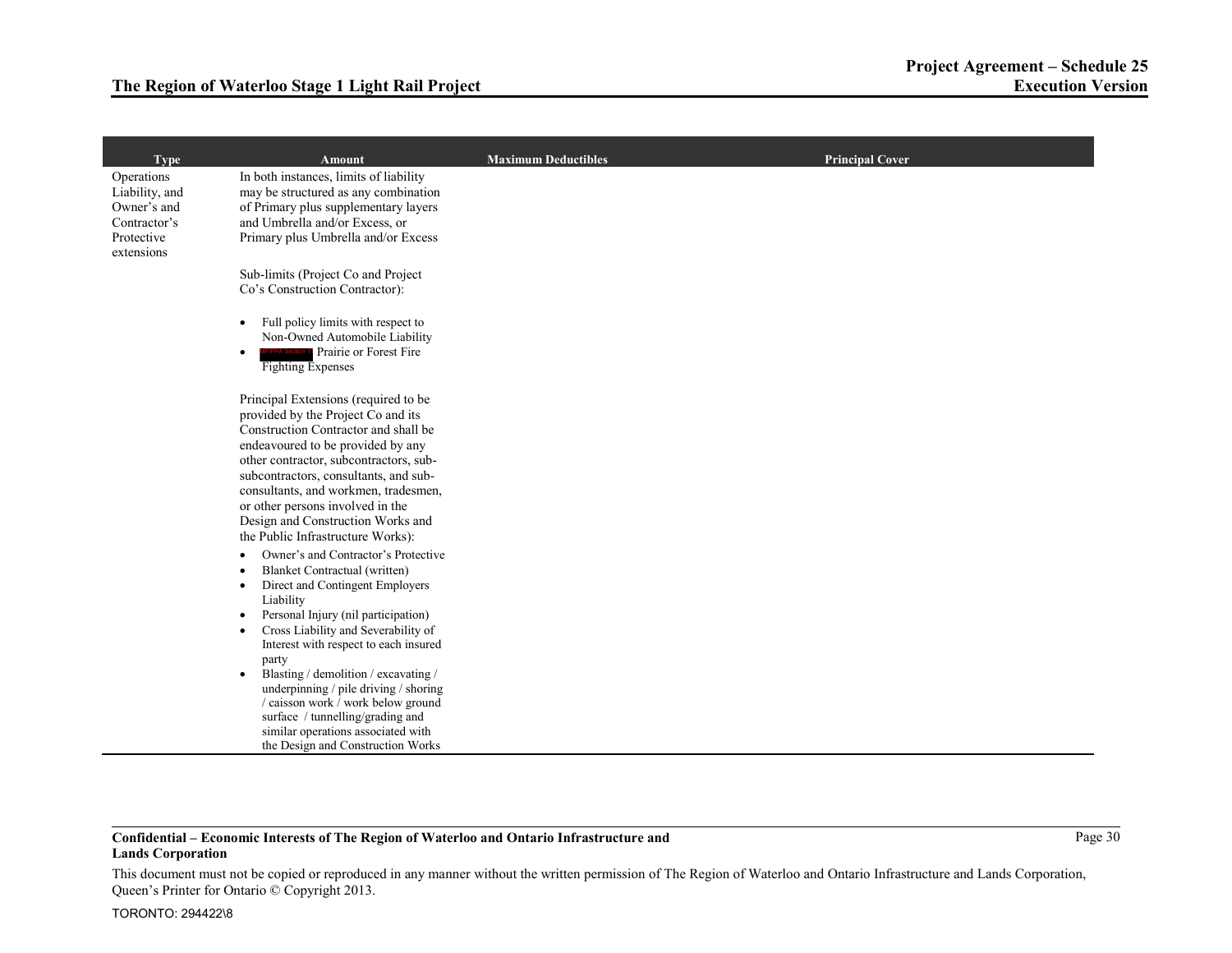| Type | Amount | Maximum Deductibles | Principal Cover |
|---|---|---|---|
| Operations Liability, and Owner's and Contractor's Protective extensions | In both instances, limits of liability may be structured as any combination of Primary plus supplementary layers and Umbrella and/or Excess, or Primary plus Umbrella and/or Excess<br><br>Sub-limits (Project Co and Project Co's Construction Contractor):<br><br>• Full policy limits with respect to Non-Owned Automobile Liability<br>• [FIPPA Section 17] Prairie or Forest Fire Fighting Expenses<br><br>Principal Extensions (required to be provided by the Project Co and its Construction Contractor and shall be endeavoured to be provided by any other contractor, subcontractors, sub-subcontractors, consultants, and sub-consultants, and workmen, tradesmen, or other persons involved in the Design and Construction Works and the Public Infrastructure Works):<br><br>• Owner's and Contractor's Protective<br>• Blanket Contractual (written)<br>• Direct and Contingent Employers Liability<br>• Personal Injury (nil participation)<br>• Cross Liability and Severability of Interest with respect to each insured party<br>• Blasting / demolition / excavating / underpinning / pile driving / shoring / caisson work / work below ground surface / tunnelling/grading and similar operations associated with the Design and Construction Works | | |

**Confidential – Economic Interests of The Region of Waterloo and Ontario Infrastructure and Lands Corporation**

This document must not be copied or reproduced in any manner without the written permission of The Region of Waterloo and Ontario Infrastructure and Lands Corporation, Queen's Printer for Ontario © Copyright 2013.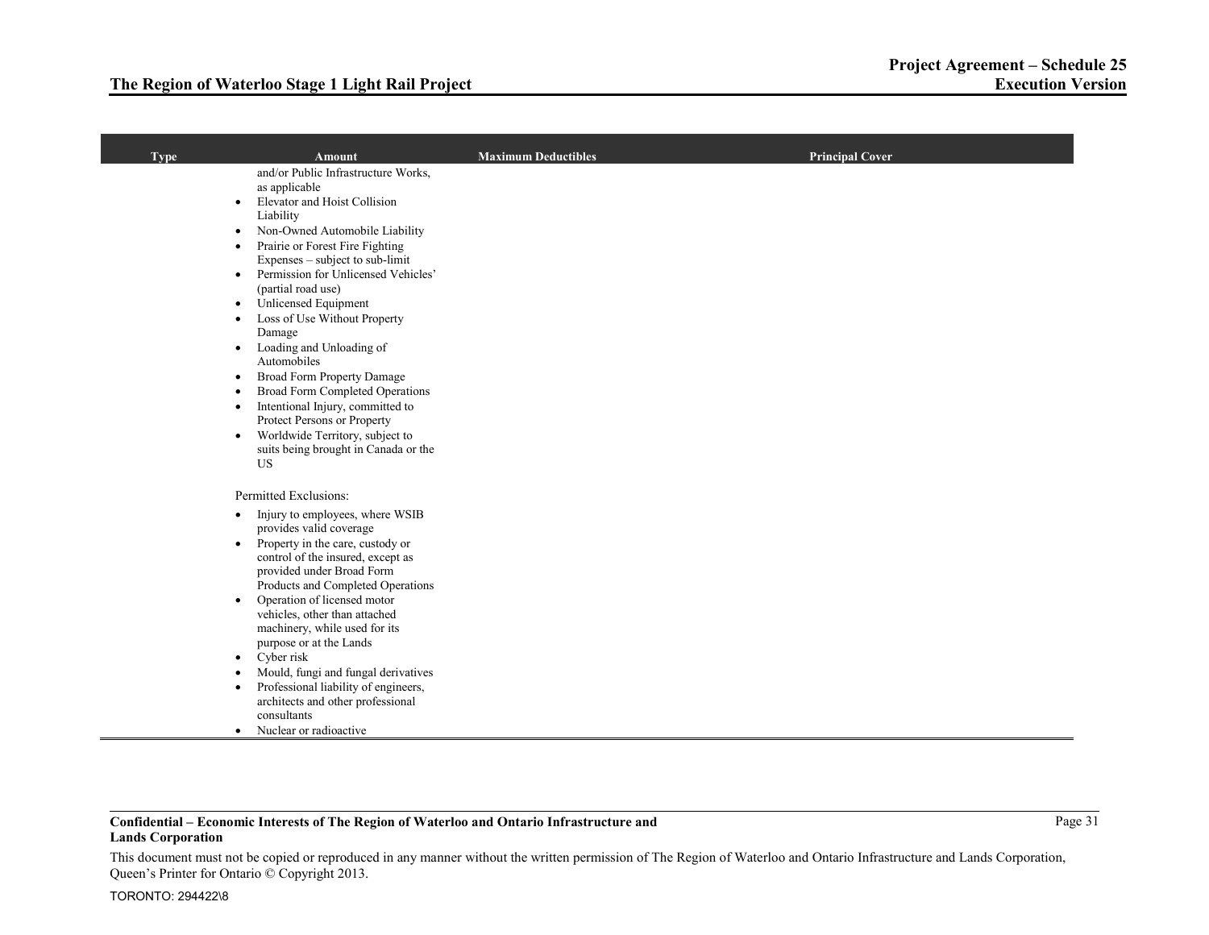| Type | Amount | Maximum Deductibles | Principal Cover |
|---|---|---|---|
| | and/or Public Infrastructure Works, as applicable<br>• Elevator and Hoist Collision Liability<br>• Non-Owned Automobile Liability<br>• Prairie or Forest Fire Fighting Expenses – subject to sub-limit<br>• Permission for Unlicensed Vehicles' (partial road use)<br>• Unlicensed Equipment<br>• Loss of Use Without Property Damage<br>• Loading and Unloading of Automobiles<br>• Broad Form Property Damage<br>• Broad Form Completed Operations<br>• Intentional Injury, committed to Protect Persons or Property<br>• Worldwide Territory, subject to suits being brought in Canada or the US<br><br>Permitted Exclusions:<br>• Injury to employees, where WSIB provides valid coverage<br>• Property in the care, custody or control of the insured, except as provided under Broad Form Products and Completed Operations<br>• Operation of licensed motor vehicles, other than attached machinery, while used for its purpose or at the Lands<br>• Cyber risk<br>• Mould, fungi and fungal derivatives<br>• Professional liability of engineers, architects and other professional consultants<br>• Nuclear or radioactive | | |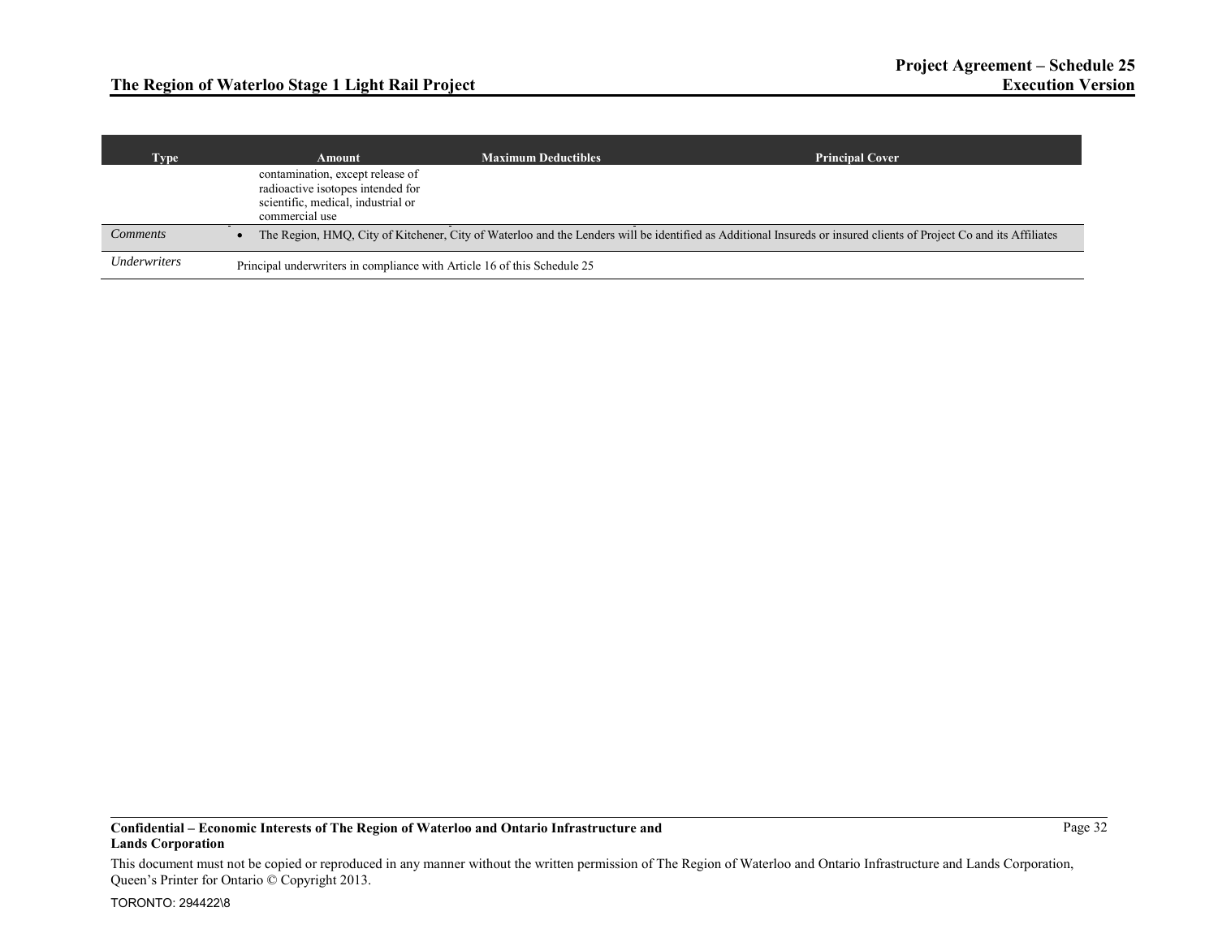| Type | Amount | Maximum Deductibles | Principal Cover |
|---|---|---|---|
| | contamination, except release of radioactive isotopes intended for scientific, medical, industrial or commercial use | | |
| *Comments* | • The Region, HMQ, City of Kitchener, City of Waterloo and the Lenders will be identified as Additional Insureds or insured clients of Project Co and its Affiliates | | |
| *Underwriters* | Principal underwriters in compliance with Article 16 of this Schedule 25 | | |

**Confidential – Economic Interests of The Region of Waterloo and Ontario Infrastructure and Lands Corporation**

This document must not be copied or reproduced in any manner without the written permission of The Region of Waterloo and Ontario Infrastructure and Lands Corporation, Queen's Printer for Ontario © Copyright 2013.

TORONTO: 294422\8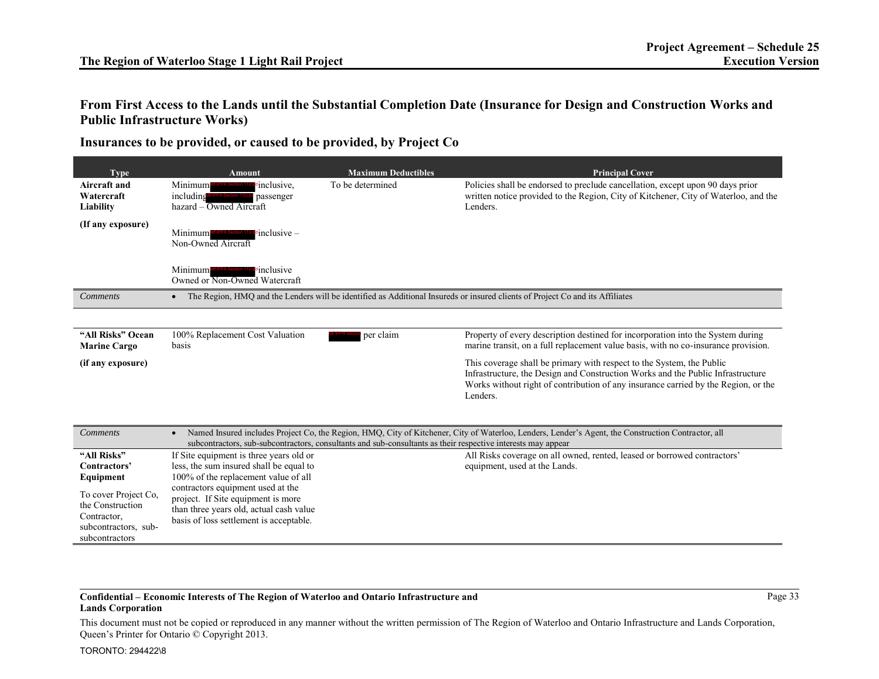## From First Access to the Lands until the Substantial Completion Date (Insurance for Design and Construction Works and Public Infrastructure Works)

## Insurances to be provided, or caused to be provided, by Project Co

| Type | Amount | Maximum Deductibles | Principal Cover |
|---|---|---|---|
| **Aircraft and Watercraft Liability**<br><br>**(If any exposure)** | Minimum [FIPPA Section 11(c)] inclusive, including [FIPPA Section 11(c)] passenger hazard – Owned Aircraft<br><br>Minimum [FIPPA Section 11(c)] inclusive – Non-Owned Aircraft<br><br>Minimum [FIPPA Section 11(c)] inclusive Owned or Non-Owned Watercraft | To be determined | Policies shall be endorsed to preclude cancellation, except upon 90 days prior written notice provided to the Region, City of Kitchener, City of Waterloo, and the Lenders. |
| *Comments* | • The Region, HMQ and the Lenders will be identified as Additional Insureds or insured clients of Project Co and its Affiliates | | |
| **"All Risks" Ocean Marine Cargo**<br><br>**(if any exposure)** | 100% Replacement Cost Valuation basis | [FIPPA Section] per claim | Property of every description destined for incorporation into the System during marine transit, on a full replacement value basis, with no co-insurance provision.<br><br>This coverage shall be primary with respect to the System, the Public Infrastructure, the Design and Construction Works and the Public Infrastructure Works without right of contribution of any insurance carried by the Region, or the Lenders. |
| *Comments* | • Named Insured includes Project Co, the Region, HMQ, City of Kitchener, City of Waterloo, Lenders, Lender's Agent, the Construction Contractor, all subcontractors, sub-subcontractors, consultants and sub-consultants as their respective interests may appear | | |
| **"All Risks" Contractors' Equipment**<br><br>To cover Project Co, the Construction Contractor, subcontractors, sub-subcontractors | If Site equipment is three years old or less, the sum insured shall be equal to 100% of the replacement value of all contractors equipment used at the project. If Site equipment is more than three years old, actual cash value basis of loss settlement is acceptable. | | All Risks coverage on all owned, rented, leased or borrowed contractors' equipment, used at the Lands. |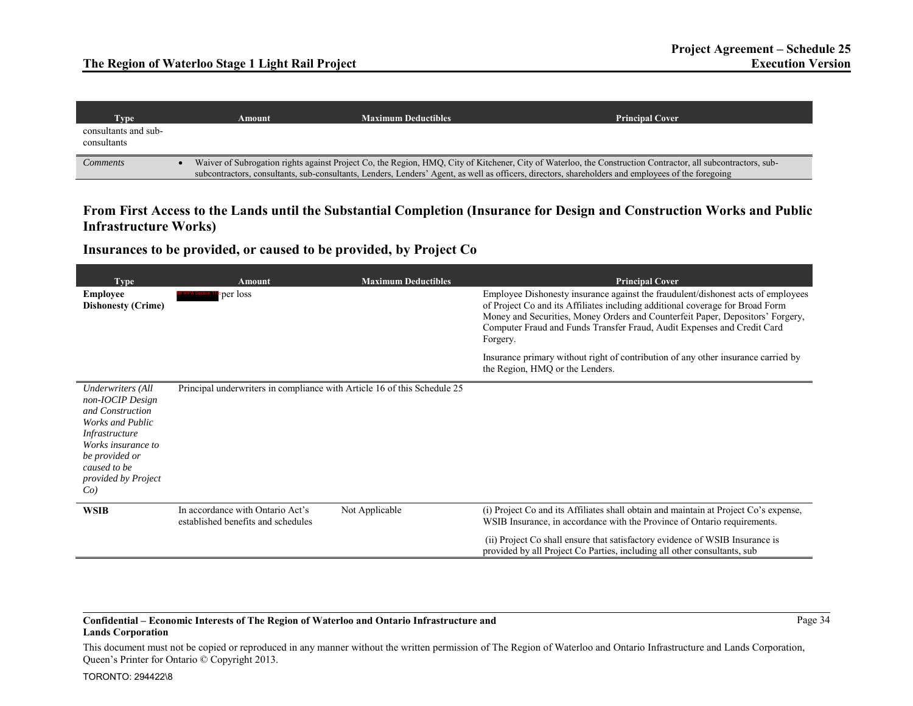| Type | Amount | Maximum Deductibles | Principal Cover |
|---|---|---|---|
| consultants and sub-consultants | | | |
| *Comments* | • Waiver of Subrogation rights against Project Co, the Region, HMQ, City of Kitchener, City of Waterloo, the Construction Contractor, all subcontractors, sub-subcontractors, consultants, sub-consultants, Lenders, Lenders' Agent, as well as officers, directors, shareholders and employees of the foregoing | | |

## From First Access to the Lands until the Substantial Completion (Insurance for Design and Construction Works and Public Infrastructure Works)

### Insurances to be provided, or caused to be provided, by Project Co

| Type | Amount | Maximum Deductibles | Principal Cover |
|---|---|---|---|
| **Employee Dishonesty (Crime)** | [FIPPA Section 17] per loss | | Employee Dishonesty insurance against the fraudulent/dishonest acts of employees of Project Co and its Affiliates including additional coverage for Broad Form Money and Securities, Money Orders and Counterfeit Paper, Depositors' Forgery, Computer Fraud and Funds Transfer Fraud, Audit Expenses and Credit Card Forgery.<br><br>Insurance primary without right of contribution of any other insurance carried by the Region, HMQ or the Lenders. |
| *Underwriters (All non-IOCIP Design and Construction Works and Public Infrastructure Works insurance to be provided or caused to be provided by Project Co)* | Principal underwriters in compliance with Article 16 of this Schedule 25 | | |
| **WSIB** | In accordance with Ontario Act's established benefits and schedules | Not Applicable | (i) Project Co and its Affiliates shall obtain and maintain at Project Co's expense, WSIB Insurance, in accordance with the Province of Ontario requirements.<br><br>(ii) Project Co shall ensure that satisfactory evidence of WSIB Insurance is provided by all Project Co Parties, including all other consultants, sub |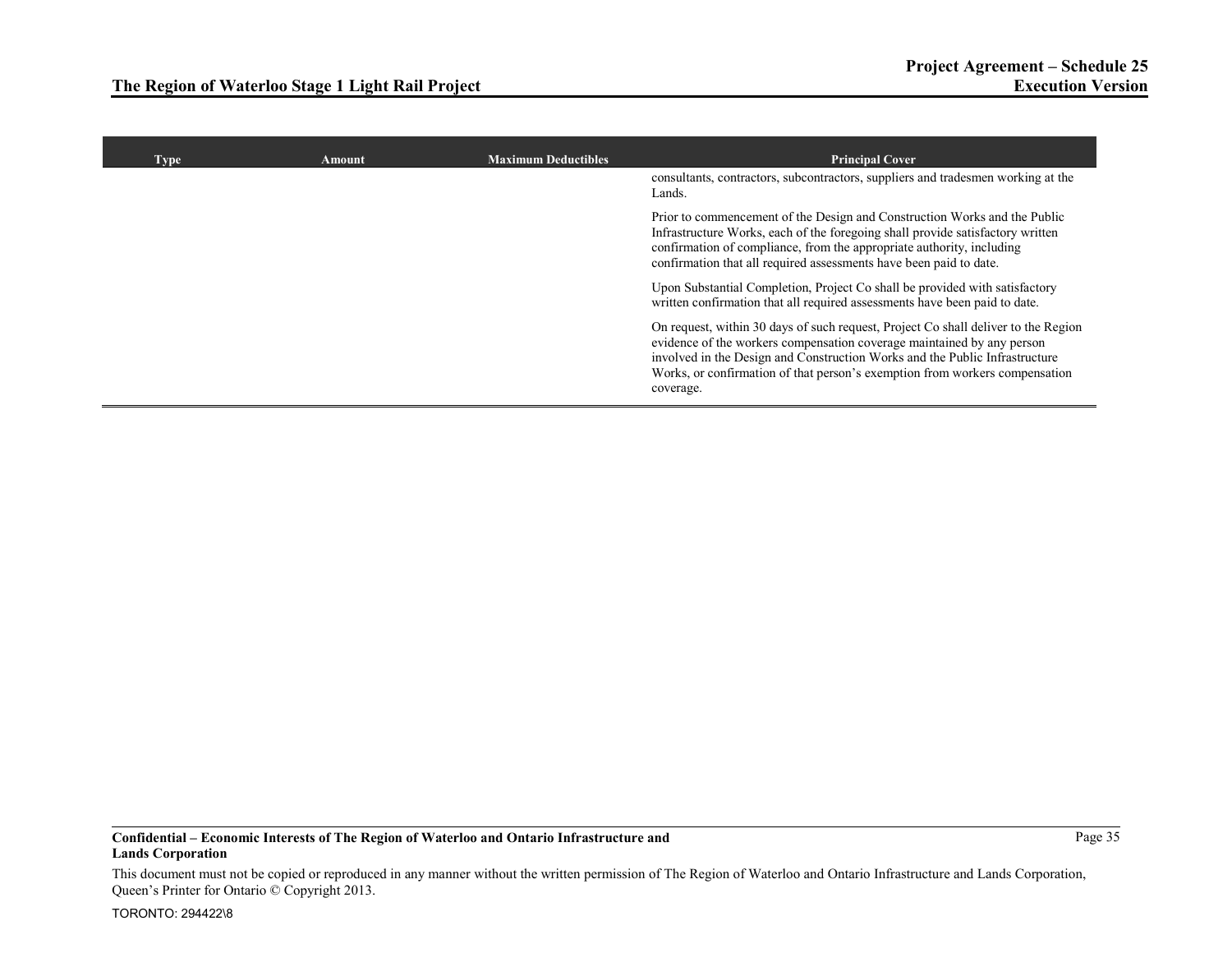| Type | Amount | Maximum Deductibles | Principal Cover |
|---|---|---|---|
| | | | consultants, contractors, subcontractors, suppliers and tradesmen working at the Lands.<br><br>Prior to commencement of the Design and Construction Works and the Public Infrastructure Works, each of the foregoing shall provide satisfactory written confirmation of compliance, from the appropriate authority, including confirmation that all required assessments have been paid to date.<br><br>Upon Substantial Completion, Project Co shall be provided with satisfactory written confirmation that all required assessments have been paid to date.<br><br>On request, within 30 days of such request, Project Co shall deliver to the Region evidence of the workers compensation coverage maintained by any person involved in the Design and Construction Works and the Public Infrastructure Works, or confirmation of that person's exemption from workers compensation coverage. |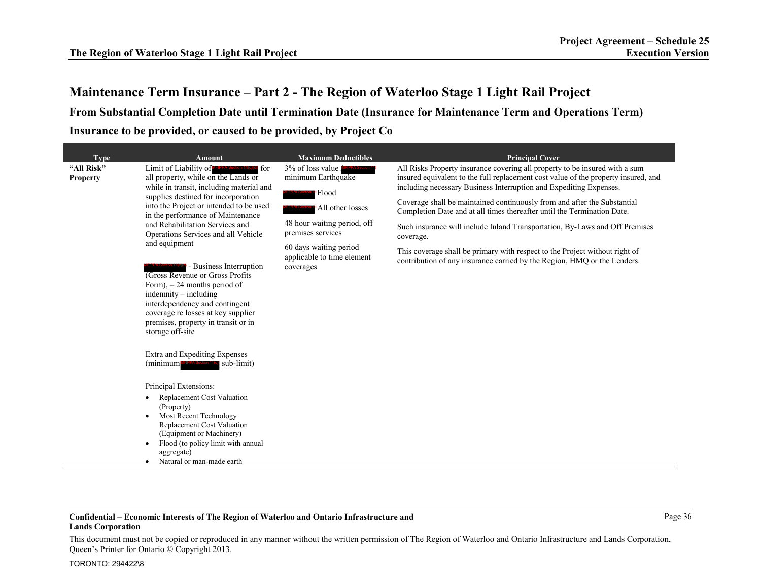## Maintenance Term Insurance – Part 2 - The Region of Waterloo Stage 1 Light Rail Project

### From Substantial Completion Date until Termination Date (Insurance for Maintenance Term and Operations Term)

### Insurance to be provided, or caused to be provided, by Project Co

| Type | Amount | Maximum Deductibles | Principal Cover |
|---|---|---|---|
| **"All Risk" Property** | Limit of Liability of [REDACTED: MFIPPA Section 11(c)(d)] for all property, while on the Lands or while in transit, including material and supplies destined for incorporation into the Project or intended to be used in the performance of Maintenance and Rehabilitation Services and Operations Services and all Vehicle and equipment<br><br>[REDACTED: MFIPPA Section 11(c)(d)] - Business Interruption (Gross Revenue or Gross Profits Form), – 24 months period of indemnity – including interdependency and contingent coverage re losses at key supplier premises, property in transit or in storage off-site<br><br>Extra and Expediting Expenses (minimum [REDACTED: MFIPPA Section 11(c)(d)] sub-limit)<br><br>Principal Extensions:<br>• Replacement Cost Valuation (Property)<br>• Most Recent Technology Replacement Cost Valuation (Equipment or Machinery)<br>• Flood (to policy limit with annual aggregate)<br>• Natural or man-made earth | 3% of loss value [REDACTED: MFIPPA Section 11] minimum Earthquake<br><br>[REDACTED: MFIPPA Section 11] Flood<br><br>[REDACTED: MFIPPA Section 11] All other losses<br><br>48 hour waiting period, off premises services<br><br>60 days waiting period applicable to time element coverages | All Risks Property insurance covering all property to be insured with a sum insured equivalent to the full replacement cost value of the property insured, and including necessary Business Interruption and Expediting Expenses.<br><br>Coverage shall be maintained continuously from and after the Substantial Completion Date and at all times thereafter until the Termination Date.<br><br>Such insurance will include Inland Transportation, By-Laws and Off Premises coverage.<br><br>This coverage shall be primary with respect to the Project without right of contribution of any insurance carried by the Region, HMQ or the Lenders. |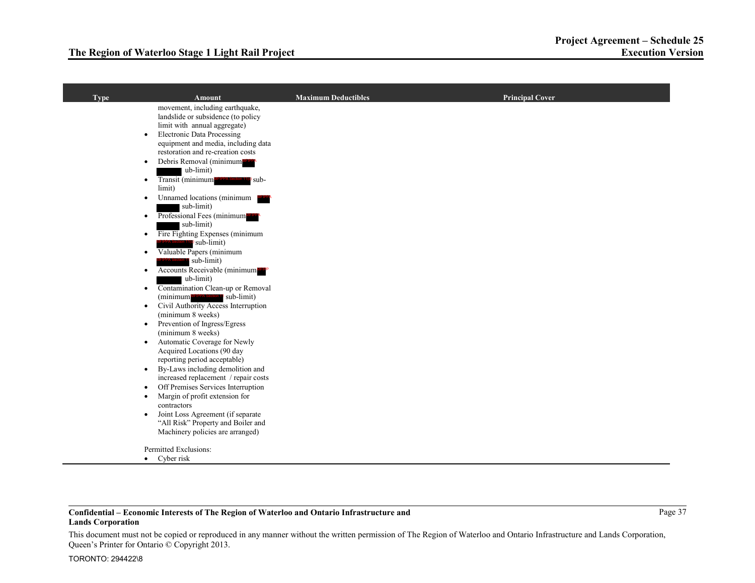| Type | Amount | Maximum Deductibles | Principal Cover |
|---|---|---|---|
| | movement, including earthquake, landslide or subsidence (to policy limit with annual aggregate)<br>• Electronic Data Processing equipment and media, including data restoration and re-creation costs<br>• Debris Removal (minimum [REDACTED] sub-limit)<br>• Transit (minimum [REDACTED] sub-limit)<br>• Unnamed locations (minimum [REDACTED] sub-limit)<br>• Professional Fees (minimum [REDACTED] sub-limit)<br>• Fire Fighting Expenses (minimum [REDACTED] sub-limit)<br>• Valuable Papers (minimum [REDACTED] sub-limit)<br>• Accounts Receivable (minimum [REDACTED] sub-limit)<br>• Contamination Clean-up or Removal (minimum [REDACTED] sub-limit)<br>• Civil Authority Access Interruption (minimum 8 weeks)<br>• Prevention of Ingress/Egress (minimum 8 weeks)<br>• Automatic Coverage for Newly Acquired Locations (90 day reporting period acceptable)<br>• By-Laws including demolition and increased replacement / repair costs<br>• Off Premises Services Interruption<br>• Margin of profit extension for contractors<br>• Joint Loss Agreement (if separate "All Risk" Property and Boiler and Machinery policies are arranged)<br><br>Permitted Exclusions:<br>• Cyber risk | | |

**Confidential – Economic Interests of The Region of Waterloo and Ontario Infrastructure and Lands Corporation**

This document must not be copied or reproduced in any manner without the written permission of The Region of Waterloo and Ontario Infrastructure and Lands Corporation, Queen's Printer for Ontario © Copyright 2013.

TORONTO: 294422\8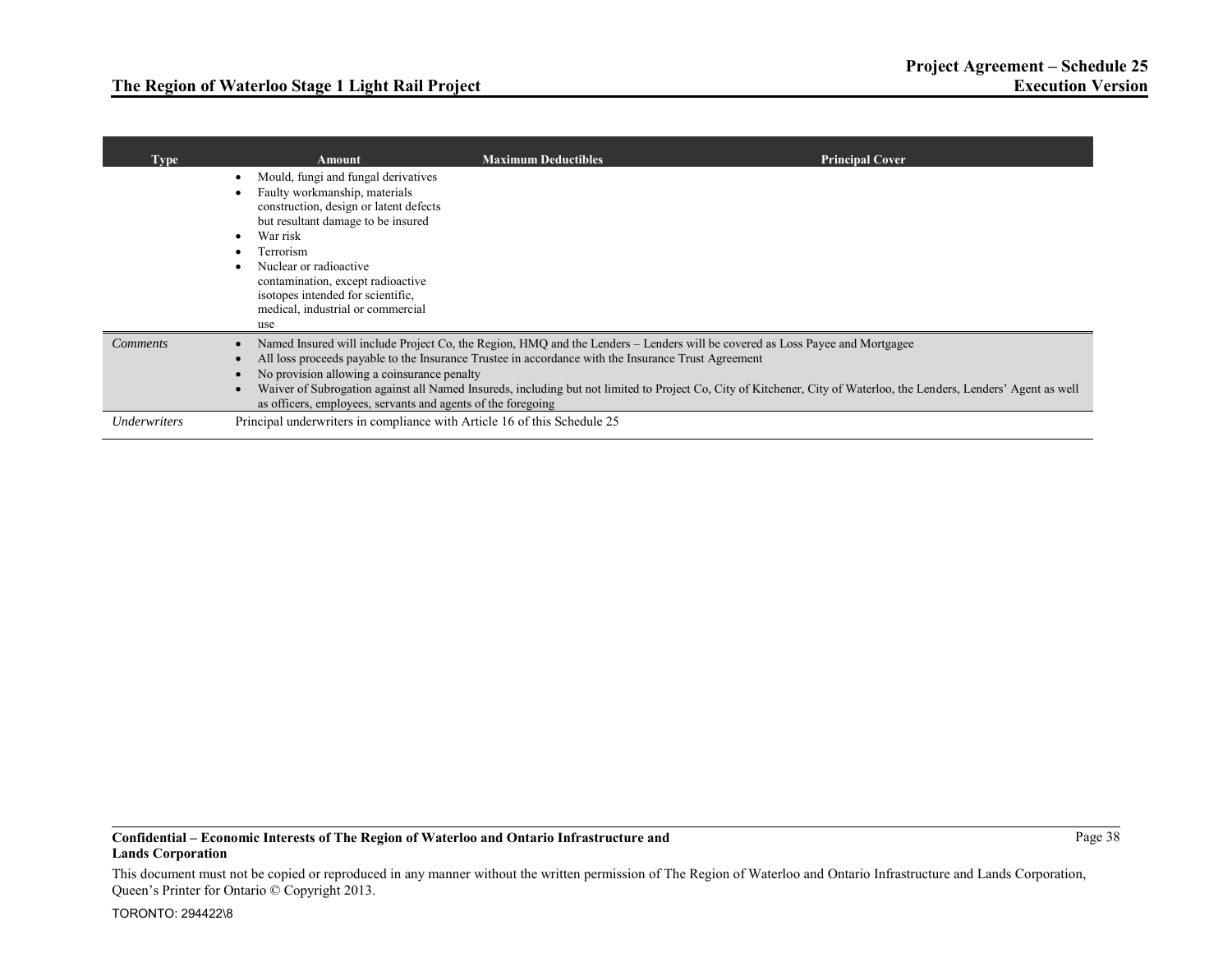| Type | Amount | Maximum Deductibles | Principal Cover |
| --- | --- | --- | --- |
| | • Mould, fungi and fungal derivatives<br>• Faulty workmanship, materials construction, design or latent defects but resultant damage to be insured<br>• War risk<br>• Terrorism<br>• Nuclear or radioactive contamination, except radioactive isotopes intended for scientific, medical, industrial or commercial use | | |
| *Comments* | • Named Insured will include Project Co, the Region, HMQ and the Lenders – Lenders will be covered as Loss Payee and Mortgagee<br>• All loss proceeds payable to the Insurance Trustee in accordance with the Insurance Trust Agreement<br>• No provision allowing a coinsurance penalty<br>• Waiver of Subrogation against all Named Insureds, including but not limited to Project Co, City of Kitchener, City of Waterloo, the Lenders, Lenders' Agent as well as officers, employees, servants and agents of the foregoing | | |
| *Underwriters* | Principal underwriters in compliance with Article 16 of this Schedule 25 | | |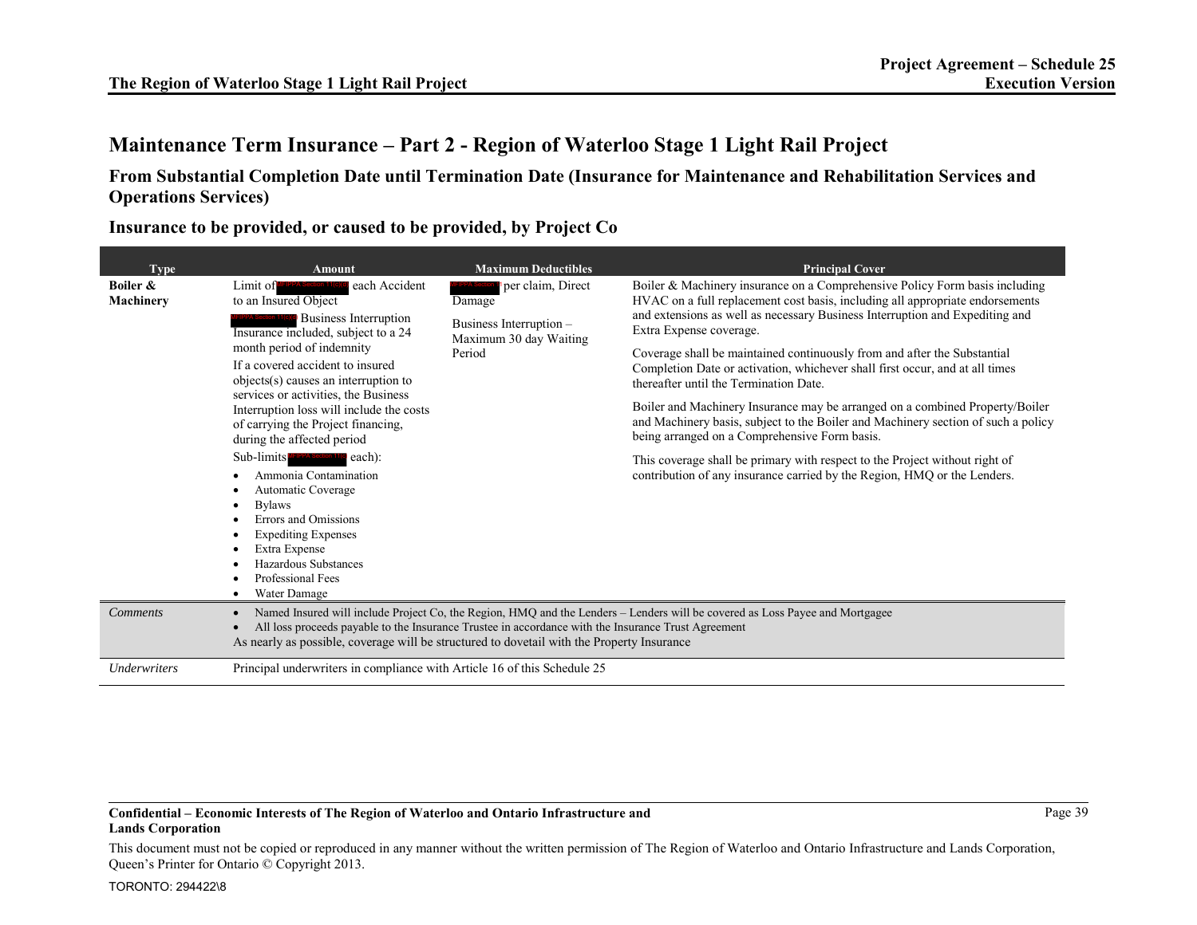# Maintenance Term Insurance – Part 2 - Region of Waterloo Stage 1 Light Rail Project

## From Substantial Completion Date until Termination Date (Insurance for Maintenance and Rehabilitation Services and Operations Services)

## Insurance to be provided, or caused to be provided, by Project Co

| Type | Amount | Maximum Deductibles | Principal Cover |
|---|---|---|---|
| **Boiler & Machinery** | Limit of [REDACTED] each Accident to an Insured Object<br><br>[REDACTED] Business Interruption Insurance included, subject to a 24 month period of indemnity<br><br>If a covered accident to insured objects(s) causes an interruption to services or activities, the Business Interruption loss will include the costs of carrying the Project financing, during the affected period<br><br>Sub-limits [REDACTED] each):<br>• Ammonia Contamination<br>• Automatic Coverage<br>• Bylaws<br>• Errors and Omissions<br>• Expediting Expenses<br>• Extra Expense<br>• Hazardous Substances<br>• Professional Fees<br>• Water Damage | [REDACTED] per claim, Direct Damage<br><br>Business Interruption – Maximum 30 day Waiting Period | Boiler & Machinery insurance on a Comprehensive Policy Form basis including HVAC on a full replacement cost basis, including all appropriate endorsements and extensions as well as necessary Business Interruption and Expediting and Extra Expense coverage.<br><br>Coverage shall be maintained continuously from and after the Substantial Completion Date or activation, whichever shall first occur, and at all times thereafter until the Termination Date.<br><br>Boiler and Machinery Insurance may be arranged on a combined Property/Boiler and Machinery basis, subject to the Boiler and Machinery section of such a policy being arranged on a Comprehensive Form basis.<br><br>This coverage shall be primary with respect to the Project without right of contribution of any insurance carried by the Region, HMQ or the Lenders. |
| *Comments* | • Named Insured will include Project Co, the Region, HMQ and the Lenders – Lenders will be covered as Loss Payee and Mortgagee<br>• All loss proceeds payable to the Insurance Trustee in accordance with the Insurance Trust Agreement<br>As nearly as possible, coverage will be structured to dovetail with the Property Insurance | | |
| *Underwriters* | Principal underwriters in compliance with Article 16 of this Schedule 25 | | |

**Confidential – Economic Interests of The Region of Waterloo and Ontario Infrastructure and Lands Corporation**

This document must not be copied or reproduced in any manner without the written permission of The Region of Waterloo and Ontario Infrastructure and Lands Corporation, Queen's Printer for Ontario © Copyright 2013.

TORONTO: 294422\8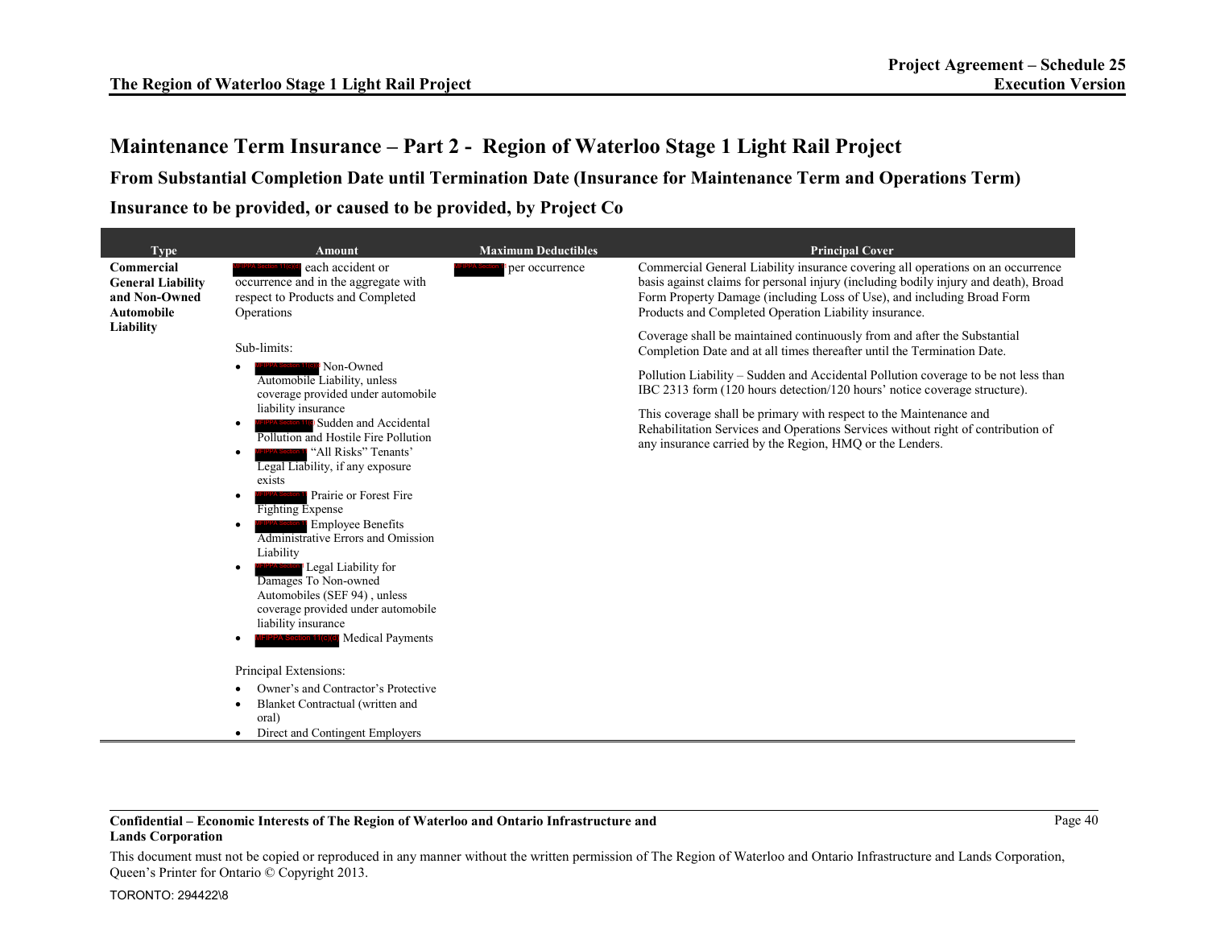# Maintenance Term Insurance – Part 2 - Region of Waterloo Stage 1 Light Rail Project

## From Substantial Completion Date until Termination Date (Insurance for Maintenance Term and Operations Term)

## Insurance to be provided, or caused to be provided, by Project Co

| Type | Amount | Maximum Deductibles | Principal Cover |
|---|---|---|---|
| **Commercial General Liability and Non-Owned Automobile Liability** | MFIPPA Section 11(c)(d) each accident or occurrence and in the aggregate with respect to Products and Completed Operations<br><br>Sub-limits:<br>• MFIPPA Section 11(c)(d) Non-Owned Automobile Liability, unless coverage provided under automobile liability insurance<br>• MFIPPA Section 11(c) Sudden and Accidental Pollution and Hostile Fire Pollution<br>• MFIPPA Section 11 "All Risks" Tenants' Legal Liability, if any exposure exists<br>• MFIPPA Section 11 Prairie or Forest Fire Fighting Expense<br>• MFIPPA Section 11 Employee Benefits Administrative Errors and Omission Liability<br>• MFIPPA Section 1 Legal Liability for Damages To Non-owned Automobiles (SEF 94) , unless coverage provided under automobile liability insurance<br>• MFIPPA Section 11(c)(d) Medical Payments<br><br>Principal Extensions:<br>• Owner's and Contractor's Protective<br>• Blanket Contractual (written and oral)<br>• Direct and Contingent Employers | MFIPPA Section 1 per occurrence | Commercial General Liability insurance covering all operations on an occurrence basis against claims for personal injury (including bodily injury and death), Broad Form Property Damage (including Loss of Use), and including Broad Form Products and Completed Operation Liability insurance.<br><br>Coverage shall be maintained continuously from and after the Substantial Completion Date and at all times thereafter until the Termination Date.<br><br>Pollution Liability – Sudden and Accidental Pollution coverage to be not less than IBC 2313 form (120 hours detection/120 hours' notice coverage structure).<br><br>This coverage shall be primary with respect to the Maintenance and Rehabilitation Services and Operations Services without right of contribution of any insurance carried by the Region, HMQ or the Lenders. |

**Confidential – Economic Interests of The Region of Waterloo and Ontario Infrastructure and Lands Corporation**

This document must not be copied or reproduced in any manner without the written permission of The Region of Waterloo and Ontario Infrastructure and Lands Corporation, Queen's Printer for Ontario © Copyright 2013.

TORONTO: 294422\8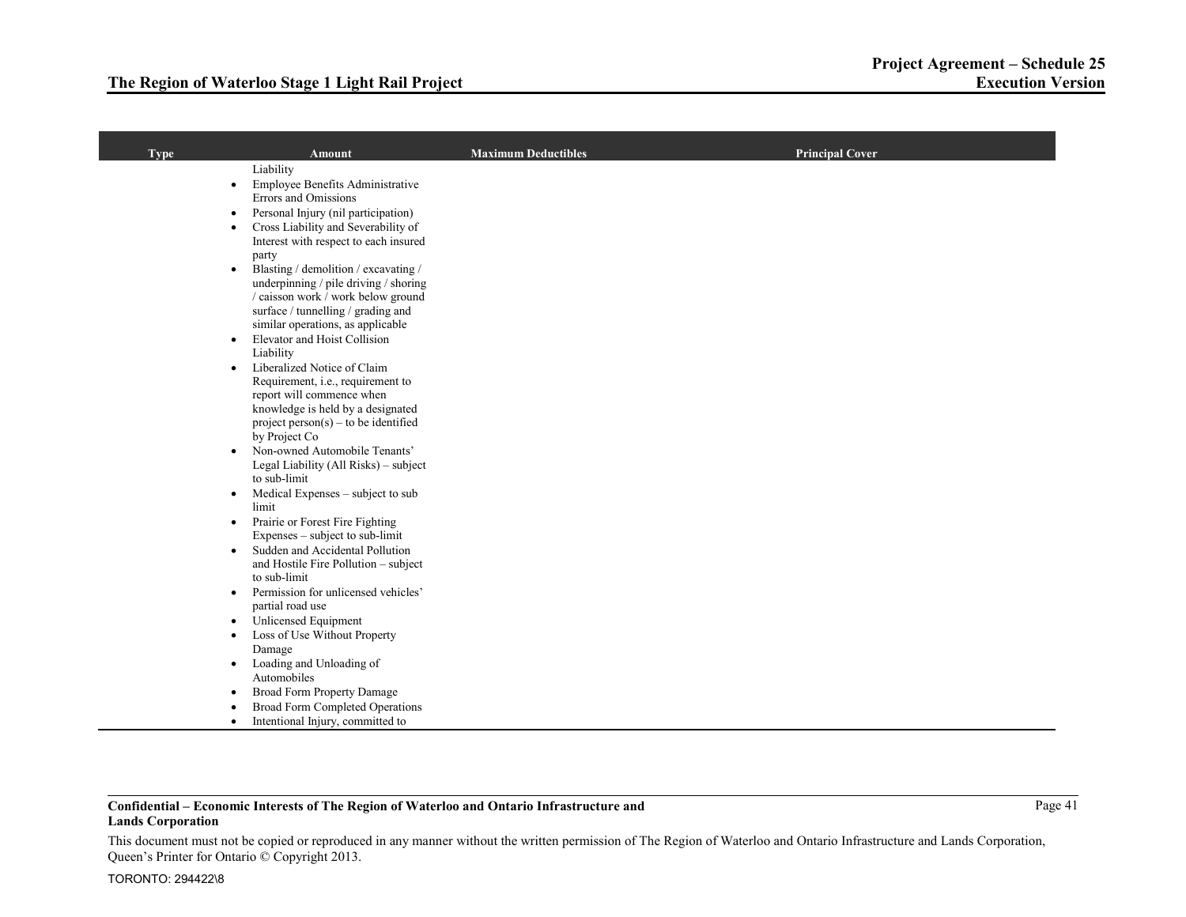| Type | Amount | Maximum Deductibles | Principal Cover |
| --- | --- | --- | --- |
| | Liability<br>• Employee Benefits Administrative Errors and Omissions<br>• Personal Injury (nil participation)<br>• Cross Liability and Severability of Interest with respect to each insured party<br>• Blasting / demolition / excavating / underpinning / pile driving / shoring / caisson work / work below ground surface / tunnelling / grading and similar operations, as applicable<br>• Elevator and Hoist Collision Liability<br>• Liberalized Notice of Claim Requirement, i.e., requirement to report will commence when knowledge is held by a designated project person(s) – to be identified by Project Co<br>• Non-owned Automobile Tenants' Legal Liability (All Risks) – subject to sub-limit<br>• Medical Expenses – subject to sub limit<br>• Prairie or Forest Fire Fighting Expenses – subject to sub-limit<br>• Sudden and Accidental Pollution and Hostile Fire Pollution – subject to sub-limit<br>• Permission for unlicensed vehicles' partial road use<br>• Unlicensed Equipment<br>• Loss of Use Without Property Damage<br>• Loading and Unloading of Automobiles<br>• Broad Form Property Damage<br>• Broad Form Completed Operations<br>• Intentional Injury, committed to | | |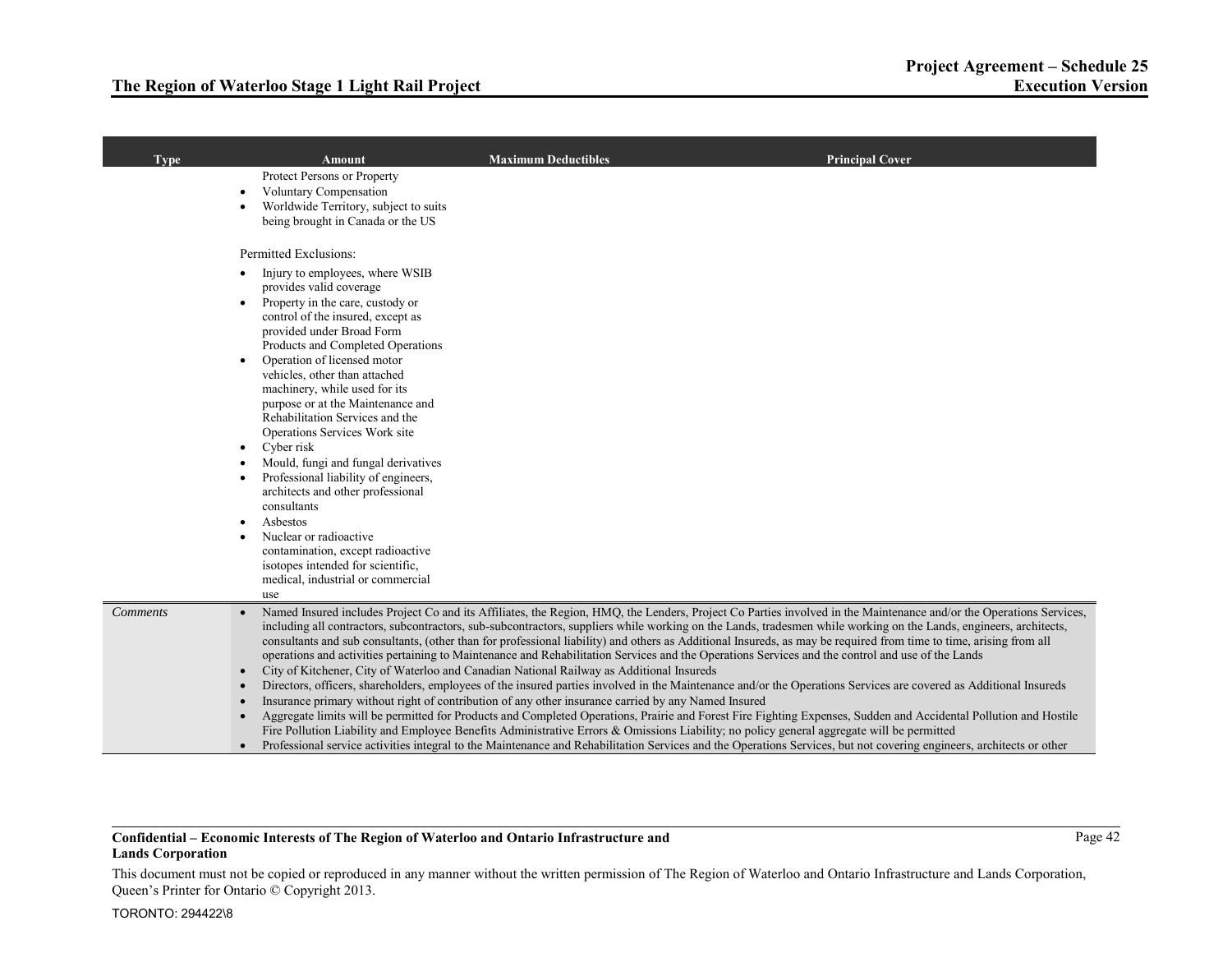| Type | Amount | Maximum Deductibles | Principal Cover |
|---|---|---|---|
| | Protect Persons or Property<br>• Voluntary Compensation<br>• Worldwide Territory, subject to suits being brought in Canada or the US<br><br>Permitted Exclusions:<br>• Injury to employees, where WSIB provides valid coverage<br>• Property in the care, custody or control of the insured, except as provided under Broad Form Products and Completed Operations<br>• Operation of licensed motor vehicles, other than attached machinery, while used for its purpose or at the Maintenance and Rehabilitation Services and the Operations Services Work site<br>• Cyber risk<br>• Mould, fungi and fungal derivatives<br>• Professional liability of engineers, architects and other professional consultants<br>• Asbestos<br>• Nuclear or radioactive contamination, except radioactive isotopes intended for scientific, medical, industrial or commercial use | | |
| *Comments* | • Named Insured includes Project Co and its Affiliates, the Region, HMQ, the Lenders, Project Co Parties involved in the Maintenance and/or the Operations Services, including all contractors, subcontractors, sub-subcontractors, suppliers while working on the Lands, tradesmen while working on the Lands, engineers, architects, consultants and sub consultants, (other than for professional liability) and others as Additional Insureds, as may be required from time to time, arising from all operations and activities pertaining to Maintenance and Rehabilitation Services and the Operations Services and the control and use of the Lands<br>• City of Kitchener, City of Waterloo and Canadian National Railway as Additional Insureds<br>• Directors, officers, shareholders, employees of the insured parties involved in the Maintenance and/or the Operations Services are covered as Additional Insureds<br>• Insurance primary without right of contribution of any other insurance carried by any Named Insured<br>• Aggregate limits will be permitted for Products and Completed Operations, Prairie and Forest Fire Fighting Expenses, Sudden and Accidental Pollution and Hostile Fire Pollution Liability and Employee Benefits Administrative Errors & Omissions Liability; no policy general aggregate will be permitted<br>• Professional service activities integral to the Maintenance and Rehabilitation Services and the Operations Services, but not covering engineers, architects or other | | |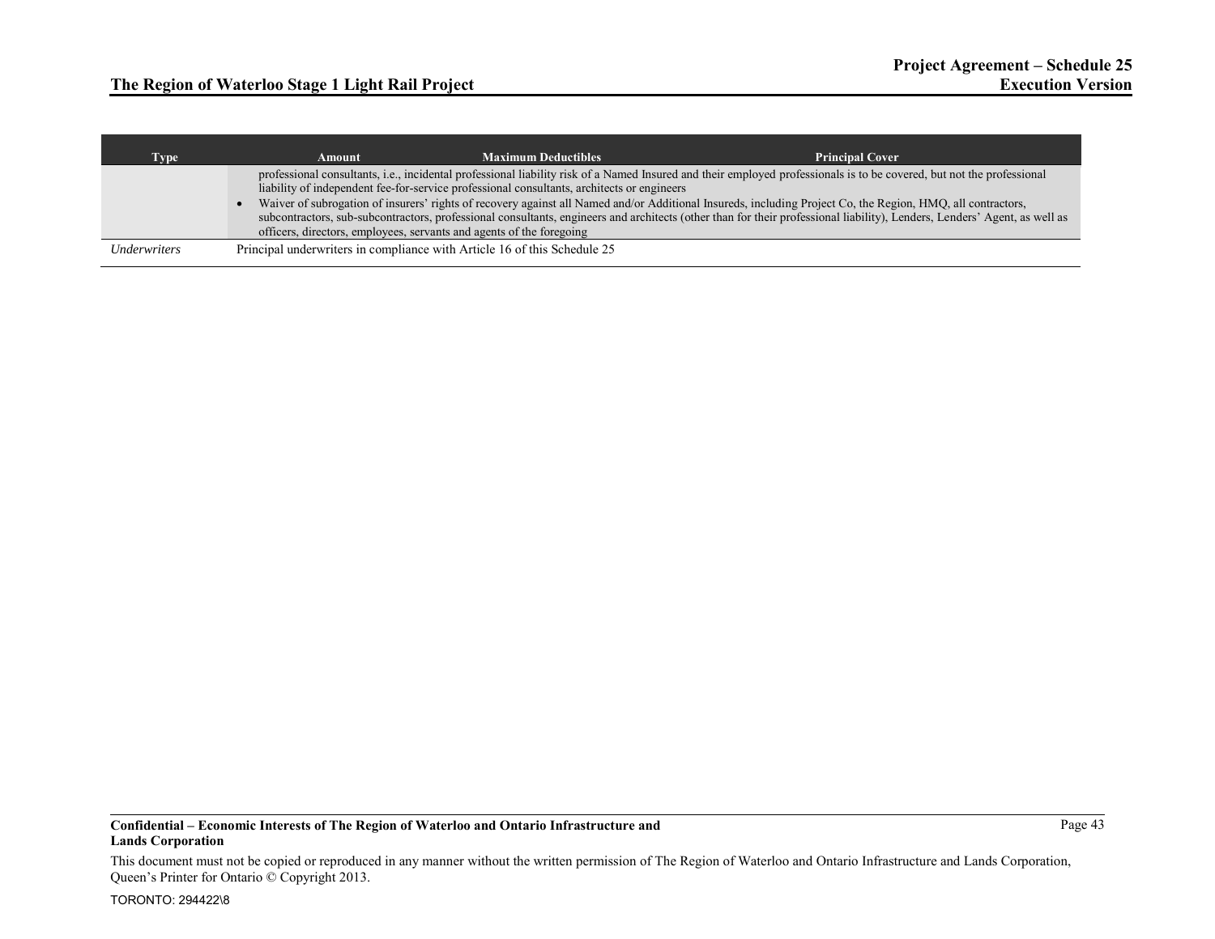| Type | Amount | Maximum Deductibles | Principal Cover |
|---|---|---|---|
| | professional consultants, i.e., incidental professional liability risk of a Named Insured and their employed professionals is to be covered, but not the professional liability of independent fee-for-service professional consultants, architects or engineers<br>• Waiver of subrogation of insurers' rights of recovery against all Named and/or Additional Insureds, including Project Co, the Region, HMQ, all contractors, subcontractors, sub-subcontractors, professional consultants, engineers and architects (other than for their professional liability), Lenders, Lenders' Agent, as well as officers, directors, employees, servants and agents of the foregoing | | |
| *Underwriters* | Principal underwriters in compliance with Article 16 of this Schedule 25 | | |

**Confidential – Economic Interests of The Region of Waterloo and Ontario Infrastructure and Lands Corporation**

This document must not be copied or reproduced in any manner without the written permission of The Region of Waterloo and Ontario Infrastructure and Lands Corporation, Queen's Printer for Ontario © Copyright 2013.

TORONTO: 294422\8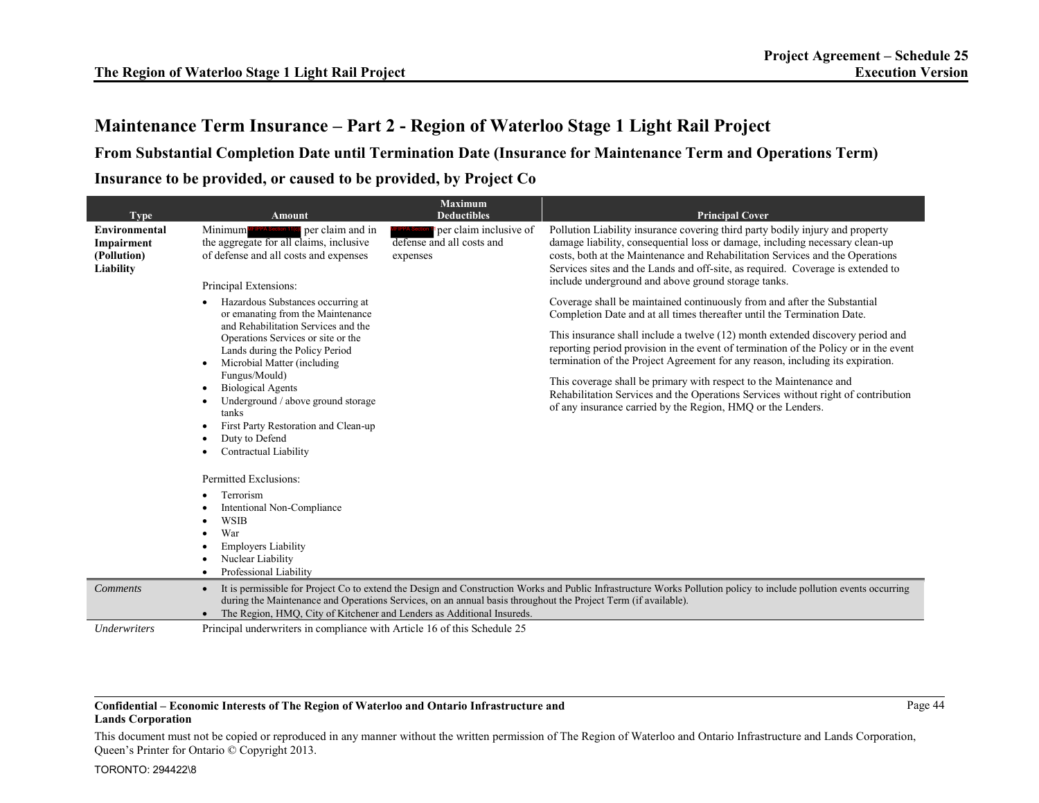## Maintenance Term Insurance – Part 2 - Region of Waterloo Stage 1 Light Rail Project

### From Substantial Completion Date until Termination Date (Insurance for Maintenance Term and Operations Term)

### Insurance to be provided, or caused to be provided, by Project Co

| Type | Amount | Maximum Deductibles | Principal Cover |
|---|---|---|---|
| **Environmental Impairment (Pollution) Liability** | Minimum [redacted] per claim and in the aggregate for all claims, inclusive of defense and all costs and expenses<br><br>Principal Extensions:<br>• Hazardous Substances occurring at or emanating from the Maintenance and Rehabilitation Services and the Operations Services or site or the Lands during the Policy Period<br>• Microbial Matter (including Fungus/Mould)<br>• Biological Agents<br>• Underground / above ground storage tanks<br>• First Party Restoration and Clean-up<br>• Duty to Defend<br>• Contractual Liability<br><br>Permitted Exclusions:<br>• Terrorism<br>• Intentional Non-Compliance<br>• WSIB<br>• War<br>• Employers Liability<br>• Nuclear Liability<br>• Professional Liability | [redacted] per claim inclusive of defense and all costs and expenses | Pollution Liability insurance covering third party bodily injury and property damage liability, consequential loss or damage, including necessary clean-up costs, both at the Maintenance and Rehabilitation Services and the Operations Services sites and the Lands and off-site, as required. Coverage is extended to include underground and above ground storage tanks.<br><br>Coverage shall be maintained continuously from and after the Substantial Completion Date and at all times thereafter until the Termination Date.<br><br>This insurance shall include a twelve (12) month extended discovery period and reporting period provision in the event of termination of the Policy or in the event termination of the Project Agreement for any reason, including its expiration.<br><br>This coverage shall be primary with respect to the Maintenance and Rehabilitation Services and the Operations Services without right of contribution of any insurance carried by the Region, HMQ or the Lenders. |
| *Comments* | • It is permissible for Project Co to extend the Design and Construction Works and Public Infrastructure Works Pollution policy to include pollution events occurring during the Maintenance and Operations Services, on an annual basis throughout the Project Term (if available).<br>• The Region, HMQ, City of Kitchener and Lenders as Additional Insureds. | | |
| *Underwriters* | Principal underwriters in compliance with Article 16 of this Schedule 25 | | |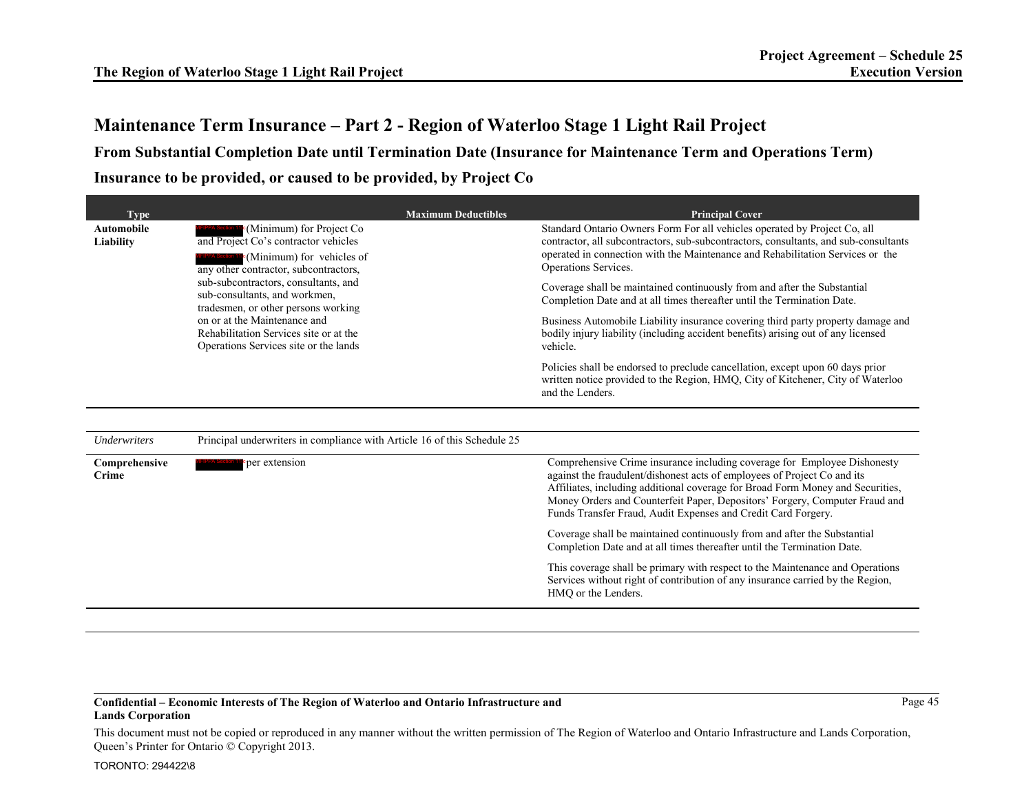# Maintenance Term Insurance – Part 2 - Region of Waterloo Stage 1 Light Rail Project

## From Substantial Completion Date until Termination Date (Insurance for Maintenance Term and Operations Term)

## Insurance to be provided, or caused to be provided, by Project Co

| Type | Maximum Deductibles | Principal Cover |
|---|---|---|
| **Automobile Liability** | [REDACTED] (Minimum) for Project Co and Project Co's contractor vehicles<br><br>[REDACTED] (Minimum) for vehicles of any other contractor, subcontractors, sub-subcontractors, consultants, and sub-consultants, and workmen, tradesmen, or other persons working on or at the Maintenance and Rehabilitation Services site or at the Operations Services site or the lands | Standard Ontario Owners Form For all vehicles operated by Project Co, all contractor, all subcontractors, sub-subcontractors, consultants, and sub-consultants operated in connection with the Maintenance and Rehabilitation Services or the Operations Services.<br><br>Coverage shall be maintained continuously from and after the Substantial Completion Date and at all times thereafter until the Termination Date.<br><br>Business Automobile Liability insurance covering third party property damage and bodily injury liability (including accident benefits) arising out of any licensed vehicle.<br><br>Policies shall be endorsed to preclude cancellation, except upon 60 days prior written notice provided to the Region, HMQ, City of Kitchener, City of Waterloo and the Lenders. |
| *Underwriters* | Principal underwriters in compliance with Article 16 of this Schedule 25 | |
| **Comprehensive Crime** | [REDACTED] per extension | Comprehensive Crime insurance including coverage for Employee Dishonesty against the fraudulent/dishonest acts of employees of Project Co and its Affiliates, including additional coverage for Broad Form Money and Securities, Money Orders and Counterfeit Paper, Depositors' Forgery, Computer Fraud and Funds Transfer Fraud, Audit Expenses and Credit Card Forgery.<br><br>Coverage shall be maintained continuously from and after the Substantial Completion Date and at all times thereafter until the Termination Date.<br><br>This coverage shall be primary with respect to the Maintenance and Operations Services without right of contribution of any insurance carried by the Region, HMQ or the Lenders. |

**Confidential – Economic Interests of The Region of Waterloo and Ontario Infrastructure and Lands Corporation**

This document must not be copied or reproduced in any manner without the written permission of The Region of Waterloo and Ontario Infrastructure and Lands Corporation, Queen's Printer for Ontario © Copyright 2013.

TORONTO: 294422\8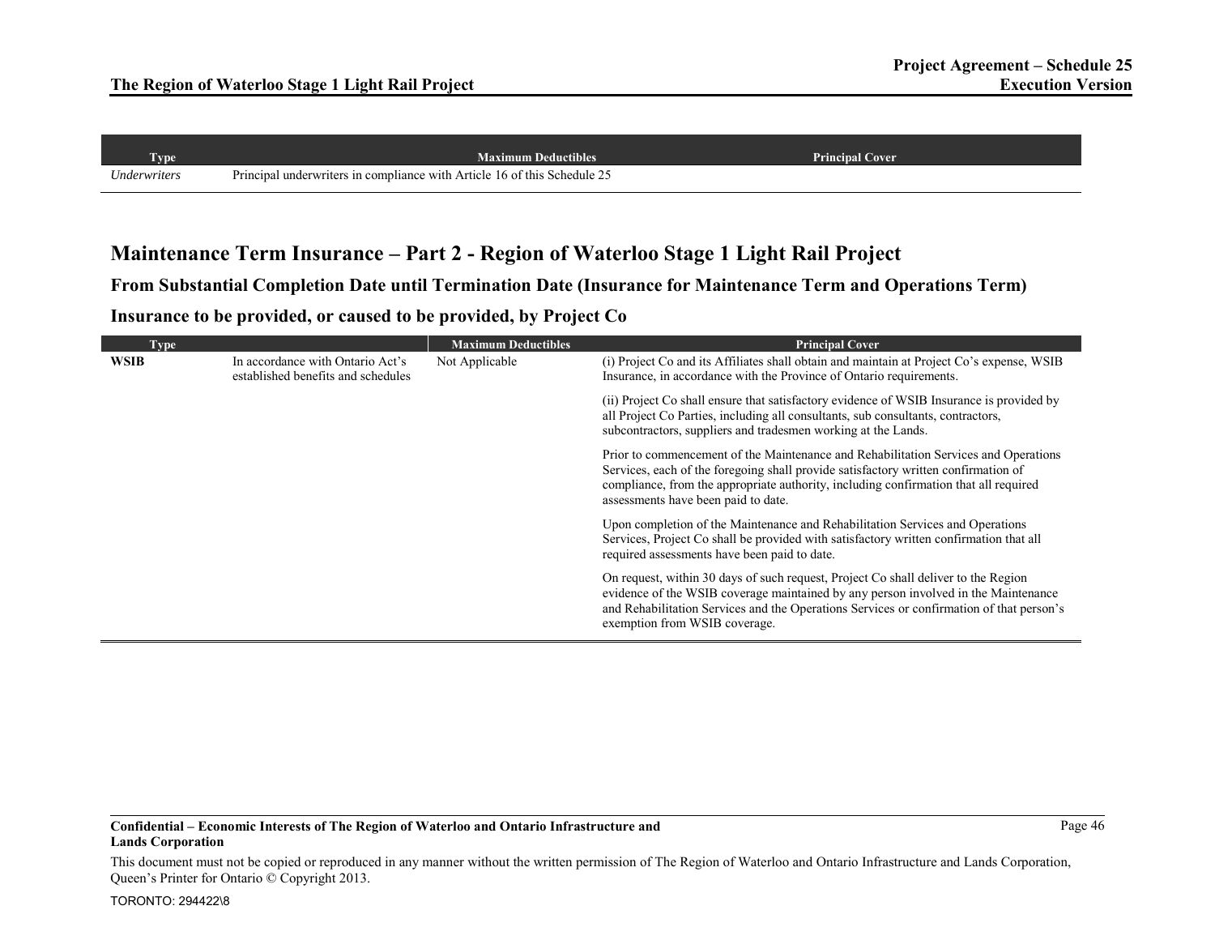| Type | | Maximum Deductibles | Principal Cover |
|---|---|---|---|
| *Underwriters* | Principal underwriters in compliance with Article 16 of this Schedule 25 | | |

## Maintenance Term Insurance – Part 2 - Region of Waterloo Stage 1 Light Rail Project

### From Substantial Completion Date until Termination Date (Insurance for Maintenance Term and Operations Term)

### Insurance to be provided, or caused to be provided, by Project Co

| Type | | Maximum Deductibles | Principal Cover |
|---|---|---|---|
| **WSIB** | In accordance with Ontario Act's established benefits and schedules | Not Applicable | (i) Project Co and its Affiliates shall obtain and maintain at Project Co's expense, WSIB Insurance, in accordance with the Province of Ontario requirements.<br><br>(ii) Project Co shall ensure that satisfactory evidence of WSIB Insurance is provided by all Project Co Parties, including all consultants, sub consultants, contractors, subcontractors, suppliers and tradesmen working at the Lands.<br><br>Prior to commencement of the Maintenance and Rehabilitation Services and Operations Services, each of the foregoing shall provide satisfactory written confirmation of compliance, from the appropriate authority, including confirmation that all required assessments have been paid to date.<br><br>Upon completion of the Maintenance and Rehabilitation Services and Operations Services, Project Co shall be provided with satisfactory written confirmation that all required assessments have been paid to date.<br><br>On request, within 30 days of such request, Project Co shall deliver to the Region evidence of the WSIB coverage maintained by any person involved in the Maintenance and Rehabilitation Services and the Operations Services or confirmation of that person's exemption from WSIB coverage. |

**Confidential – Economic Interests of The Region of Waterloo and Ontario Infrastructure and Lands Corporation**

This document must not be copied or reproduced in any manner without the written permission of The Region of Waterloo and Ontario Infrastructure and Lands Corporation, Queen's Printer for Ontario © Copyright 2013.

TORONTO: 294422\8